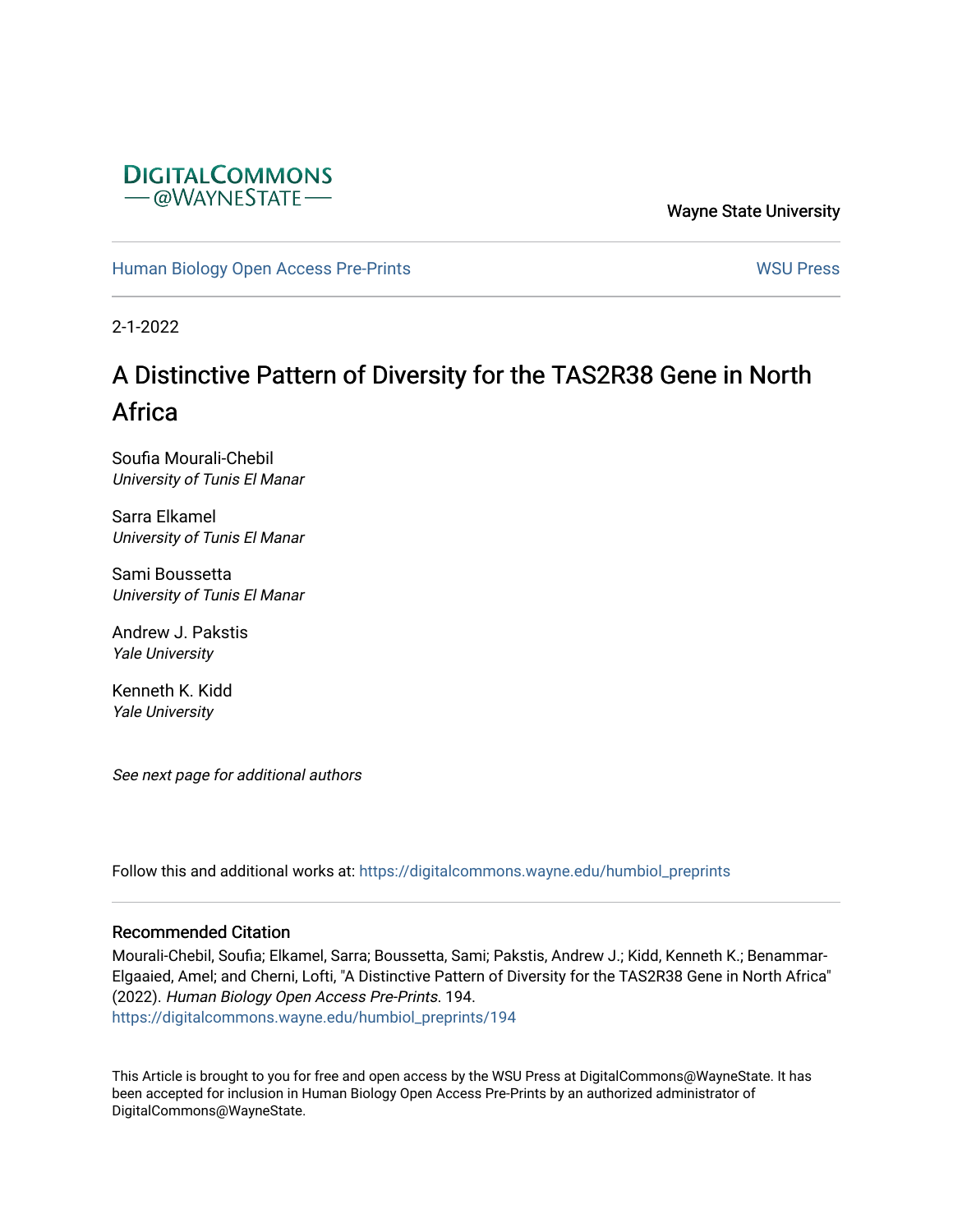DigitalCommons
@WayneState

Wayne State University

Human Biology Open Access Pre-Prints

WSU Press

2-1-2022

# A Distinctive Pattern of Diversity for the TAS2R38 Gene in North Africa

Soufia Mourali-Chebil
*University of Tunis El Manar*

Sarra Elkamel
*University of Tunis El Manar*

Sami Boussetta
*University of Tunis El Manar*

Andrew J. Pakstis
*Yale University*

Kenneth K. Kidd
*Yale University*

*See next page for additional authors*

Follow this and additional works at: https://digitalcommons.wayne.edu/humbiol_preprints

## Recommended Citation

Mourali-Chebil, Soufia; Elkamel, Sarra; Boussetta, Sami; Pakstis, Andrew J.; Kidd, Kenneth K.; Benammar-Elgaaied, Amel; and Cherni, Lofti, "A Distinctive Pattern of Diversity for the TAS2R38 Gene in North Africa" (2022). *Human Biology Open Access Pre-Prints*. 194.
https://digitalcommons.wayne.edu/humbiol_preprints/194

This Article is brought to you for free and open access by the WSU Press at DigitalCommons@WayneState. It has been accepted for inclusion in Human Biology Open Access Pre-Prints by an authorized administrator of DigitalCommons@WayneState.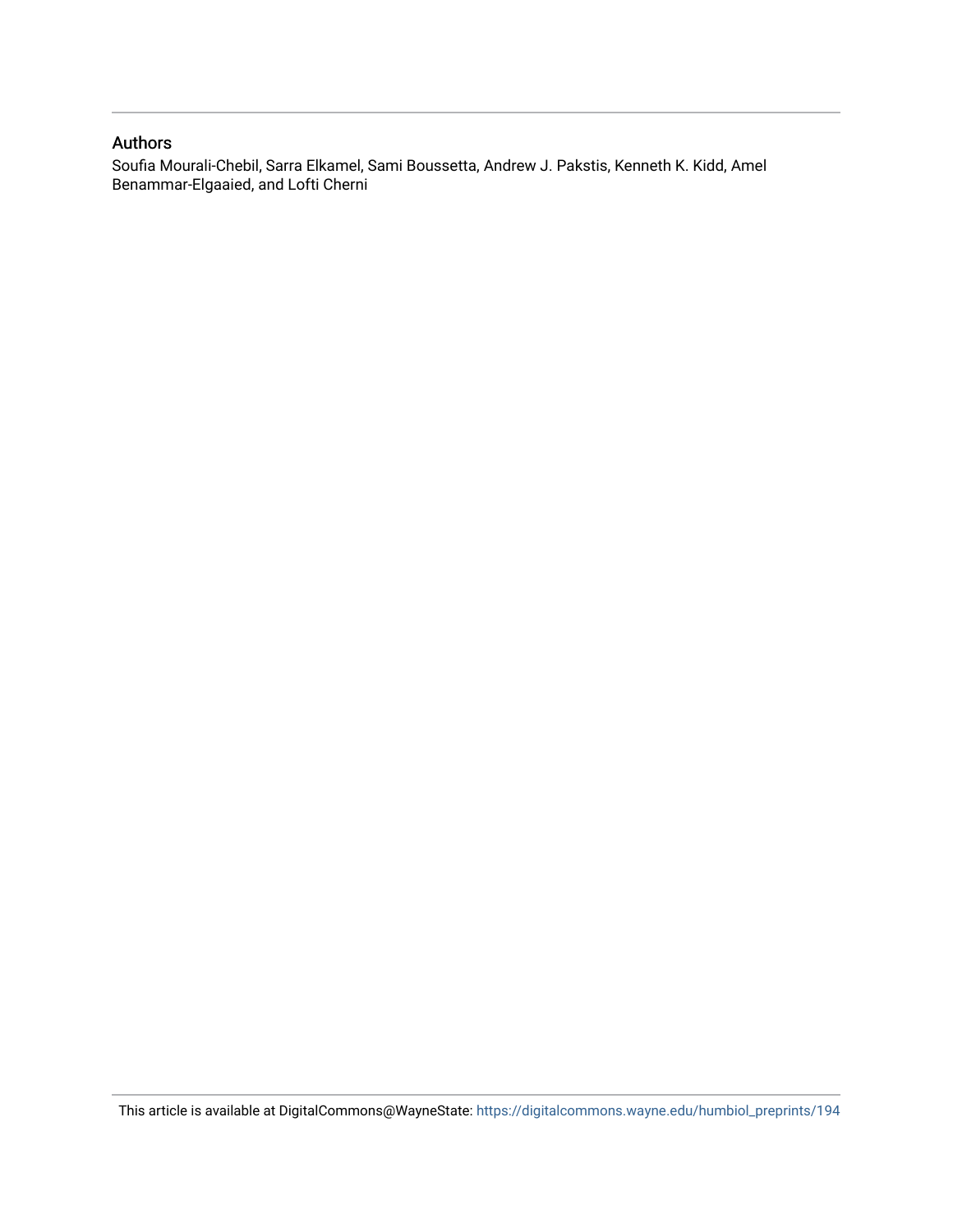## Authors

Soufia Mourali-Chebil, Sarra Elkamel, Sami Boussetta, Andrew J. Pakstis, Kenneth K. Kidd, Amel Benammar-Elgaaied, and Lofti Cherni

This article is available at DigitalCommons@WayneState: https://digitalcommons.wayne.edu/humbiol_preprints/194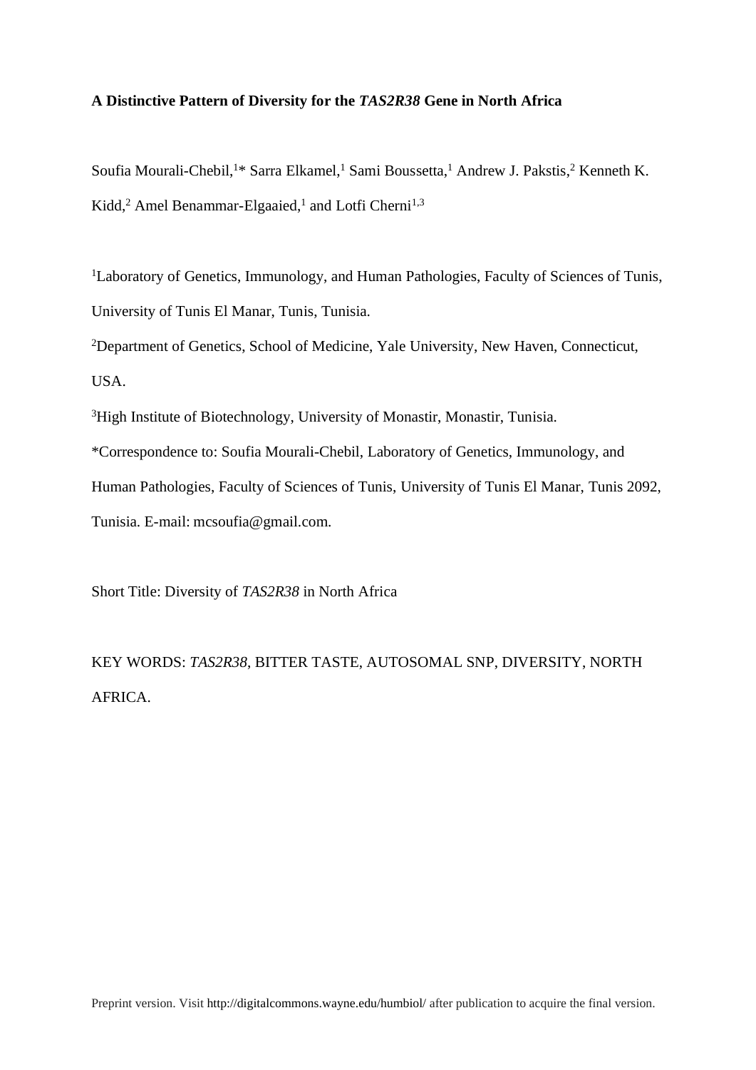**A Distinctive Pattern of Diversity for the *TAS2R38* Gene in North Africa**

Soufia Mourali-Chebil,[1]* Sarra Elkamel,[1] Sami Boussetta,[1] Andrew J. Pakstis,[2] Kenneth K. Kidd,[2] Amel Benammar-Elgaaied,[1] and Lotfi Cherni[1,3]

[1]Laboratory of Genetics, Immunology, and Human Pathologies, Faculty of Sciences of Tunis, University of Tunis El Manar, Tunis, Tunisia.

[2]Department of Genetics, School of Medicine, Yale University, New Haven, Connecticut, USA.

[3]High Institute of Biotechnology, University of Monastir, Monastir, Tunisia.

*Correspondence to: Soufia Mourali-Chebil, Laboratory of Genetics, Immunology, and Human Pathologies, Faculty of Sciences of Tunis, University of Tunis El Manar, Tunis 2092, Tunisia. E-mail: mcsoufia@gmail.com.

Short Title: Diversity of *TAS2R38* in North Africa

KEY WORDS: *TAS2R38*, BITTER TASTE, AUTOSOMAL SNP, DIVERSITY, NORTH AFRICA.

Preprint version. Visit http://digitalcommons.wayne.edu/humbiol/ after publication to acquire the final version.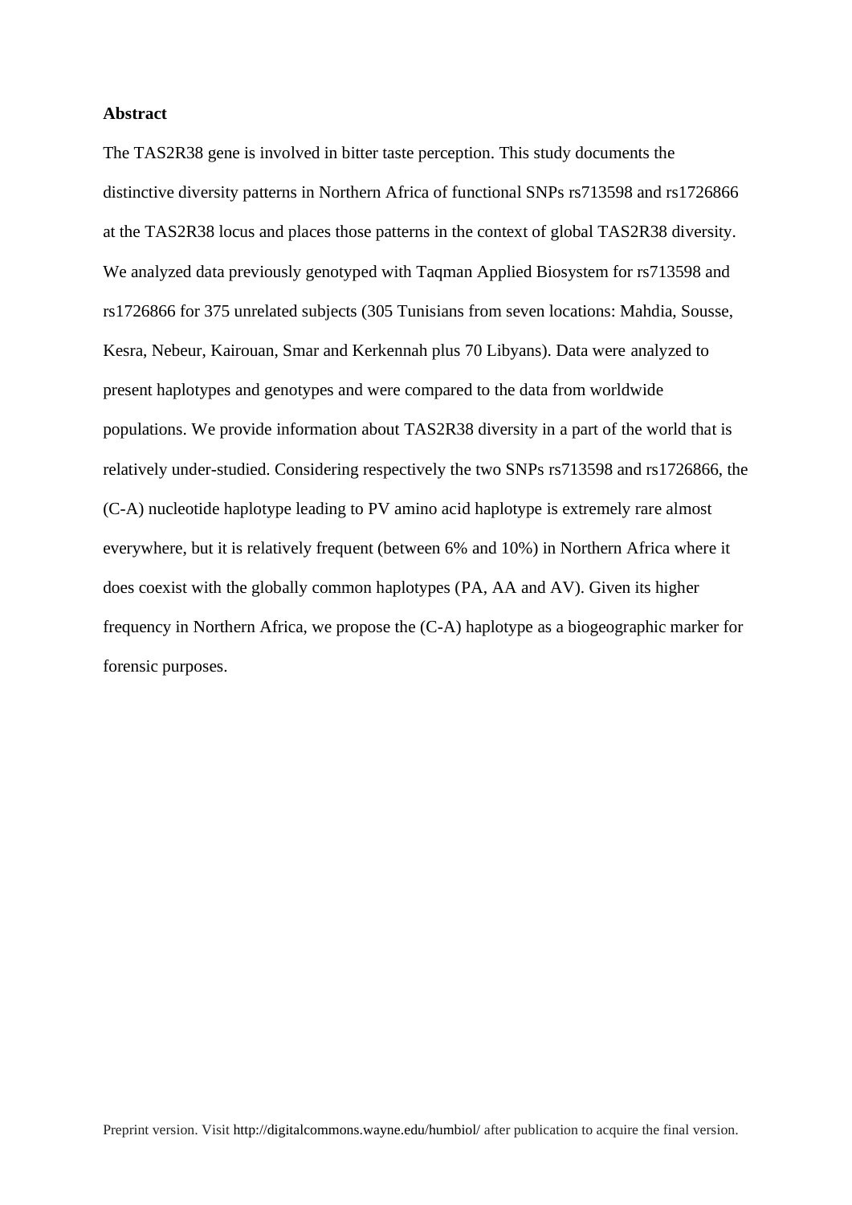**Abstract**

The TAS2R38 gene is involved in bitter taste perception. This study documents the distinctive diversity patterns in Northern Africa of functional SNPs rs713598 and rs1726866 at the TAS2R38 locus and places those patterns in the context of global TAS2R38 diversity. We analyzed data previously genotyped with Taqman Applied Biosystem for rs713598 and rs1726866 for 375 unrelated subjects (305 Tunisians from seven locations: Mahdia, Sousse, Kesra, Nebeur, Kairouan, Smar and Kerkennah plus 70 Libyans). Data were analyzed to present haplotypes and genotypes and were compared to the data from worldwide populations. We provide information about TAS2R38 diversity in a part of the world that is relatively under-studied. Considering respectively the two SNPs rs713598 and rs1726866, the (C-A) nucleotide haplotype leading to PV amino acid haplotype is extremely rare almost everywhere, but it is relatively frequent (between 6% and 10%) in Northern Africa where it does coexist with the globally common haplotypes (PA, AA and AV). Given its higher frequency in Northern Africa, we propose the (C-A) haplotype as a biogeographic marker for forensic purposes.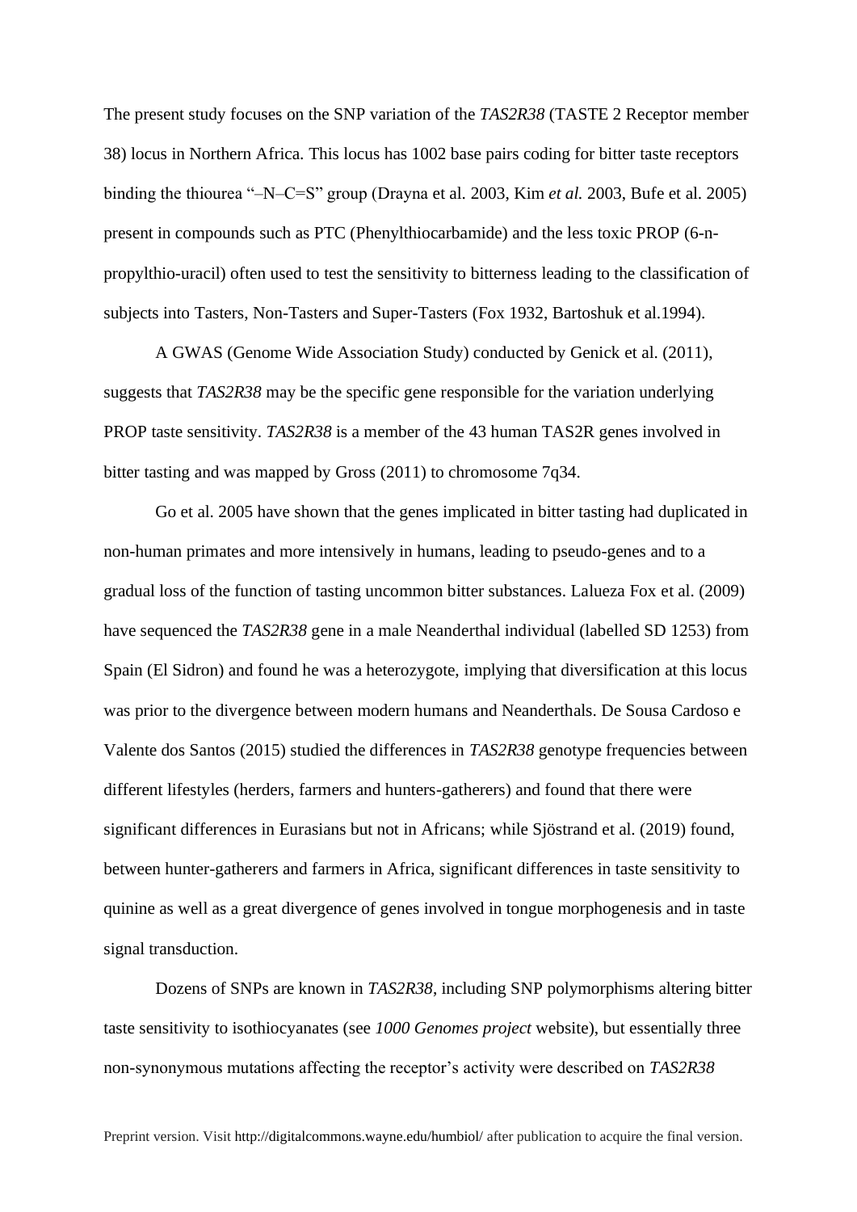The present study focuses on the SNP variation of the *TAS2R38* (TASTE 2 Receptor member 38) locus in Northern Africa. This locus has 1002 base pairs coding for bitter taste receptors binding the thiourea "–N–C=S" group (Drayna et al. 2003, Kim *et al.* 2003, Bufe et al. 2005) present in compounds such as PTC (Phenylthiocarbamide) and the less toxic PROP (6-n-propylthio-uracil) often used to test the sensitivity to bitterness leading to the classification of subjects into Tasters, Non-Tasters and Super-Tasters (Fox 1932, Bartoshuk et al.1994).

A GWAS (Genome Wide Association Study) conducted by Genick et al. (2011), suggests that *TAS2R38* may be the specific gene responsible for the variation underlying PROP taste sensitivity. *TAS2R38* is a member of the 43 human TAS2R genes involved in bitter tasting and was mapped by Gross (2011) to chromosome 7q34.

Go et al. 2005 have shown that the genes implicated in bitter tasting had duplicated in non-human primates and more intensively in humans, leading to pseudo-genes and to a gradual loss of the function of tasting uncommon bitter substances. Lalueza Fox et al. (2009) have sequenced the *TAS2R38* gene in a male Neanderthal individual (labelled SD 1253) from Spain (El Sidron) and found he was a heterozygote, implying that diversification at this locus was prior to the divergence between modern humans and Neanderthals. De Sousa Cardoso e Valente dos Santos (2015) studied the differences in *TAS2R38* genotype frequencies between different lifestyles (herders, farmers and hunters-gatherers) and found that there were significant differences in Eurasians but not in Africans; while Sjöstrand et al. (2019) found, between hunter-gatherers and farmers in Africa, significant differences in taste sensitivity to quinine as well as a great divergence of genes involved in tongue morphogenesis and in taste signal transduction.

Dozens of SNPs are known in *TAS2R38*, including SNP polymorphisms altering bitter taste sensitivity to isothiocyanates (see *1000 Genomes project* website), but essentially three non-synonymous mutations affecting the receptor's activity were described on *TAS2R38*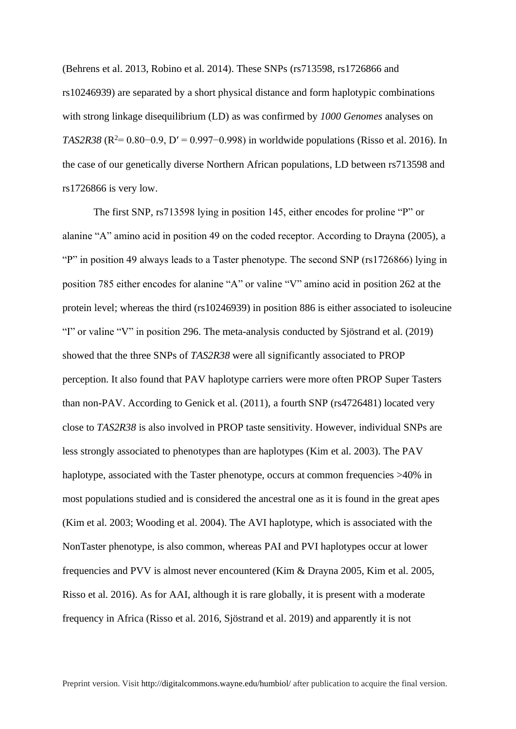(Behrens et al. 2013, Robino et al. 2014). These SNPs (rs713598, rs1726866 and rs10246939) are separated by a short physical distance and form haplotypic combinations with strong linkage disequilibrium (LD) as was confirmed by *1000 Genomes* analyses on *TAS2R38* ($R^2$= 0.80−0.9, D′ = 0.997−0.998) in worldwide populations (Risso et al. 2016). In the case of our genetically diverse Northern African populations, LD between rs713598 and rs1726866 is very low.

The first SNP, rs713598 lying in position 145, either encodes for proline "P" or alanine "A" amino acid in position 49 on the coded receptor. According to Drayna (2005), a "P" in position 49 always leads to a Taster phenotype. The second SNP (rs1726866) lying in position 785 either encodes for alanine "A" or valine "V" amino acid in position 262 at the protein level; whereas the third (rs10246939) in position 886 is either associated to isoleucine "I" or valine "V" in position 296. The meta-analysis conducted by Sjöstrand et al. (2019) showed that the three SNPs of *TAS2R38* were all significantly associated to PROP perception. It also found that PAV haplotype carriers were more often PROP Super Tasters than non-PAV. According to Genick et al. (2011), a fourth SNP (rs4726481) located very close to *TAS2R38* is also involved in PROP taste sensitivity. However, individual SNPs are less strongly associated to phenotypes than are haplotypes (Kim et al. 2003). The PAV haplotype, associated with the Taster phenotype, occurs at common frequencies >40% in most populations studied and is considered the ancestral one as it is found in the great apes (Kim et al. 2003; Wooding et al. 2004). The AVI haplotype, which is associated with the NonTaster phenotype, is also common, whereas PAI and PVI haplotypes occur at lower frequencies and PVV is almost never encountered (Kim & Drayna 2005, Kim et al. 2005, Risso et al. 2016). As for AAI, although it is rare globally, it is present with a moderate frequency in Africa (Risso et al. 2016, Sjöstrand et al. 2019) and apparently it is not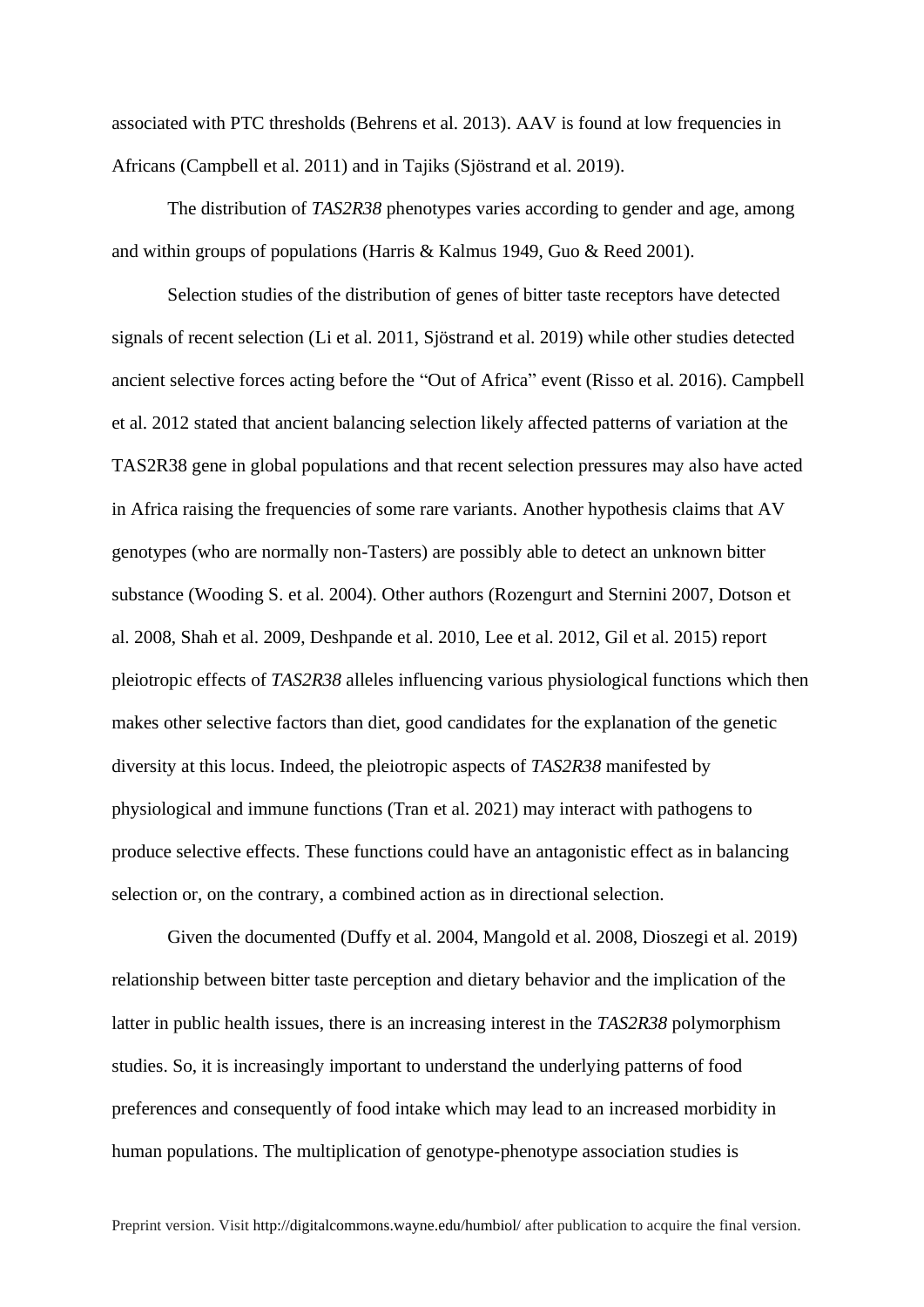associated with PTC thresholds (Behrens et al. 2013). AAV is found at low frequencies in Africans (Campbell et al. 2011) and in Tajiks (Sjöstrand et al. 2019).

The distribution of *TAS2R38* phenotypes varies according to gender and age, among and within groups of populations (Harris & Kalmus 1949, Guo & Reed 2001).

Selection studies of the distribution of genes of bitter taste receptors have detected signals of recent selection (Li et al. 2011, Sjöstrand et al. 2019) while other studies detected ancient selective forces acting before the "Out of Africa" event (Risso et al. 2016). Campbell et al. 2012 stated that ancient balancing selection likely affected patterns of variation at the TAS2R38 gene in global populations and that recent selection pressures may also have acted in Africa raising the frequencies of some rare variants. Another hypothesis claims that AV genotypes (who are normally non-Tasters) are possibly able to detect an unknown bitter substance (Wooding S. et al. 2004). Other authors (Rozengurt and Sternini 2007, Dotson et al. 2008, Shah et al. 2009, Deshpande et al. 2010, Lee et al. 2012, Gil et al. 2015) report pleiotropic effects of *TAS2R38* alleles influencing various physiological functions which then makes other selective factors than diet, good candidates for the explanation of the genetic diversity at this locus. Indeed, the pleiotropic aspects of *TAS2R38* manifested by physiological and immune functions (Tran et al. 2021) may interact with pathogens to produce selective effects. These functions could have an antagonistic effect as in balancing selection or, on the contrary, a combined action as in directional selection.

Given the documented (Duffy et al. 2004, Mangold et al. 2008, Dioszegi et al. 2019) relationship between bitter taste perception and dietary behavior and the implication of the latter in public health issues, there is an increasing interest in the *TAS2R38* polymorphism studies. So, it is increasingly important to understand the underlying patterns of food preferences and consequently of food intake which may lead to an increased morbidity in human populations. The multiplication of genotype-phenotype association studies is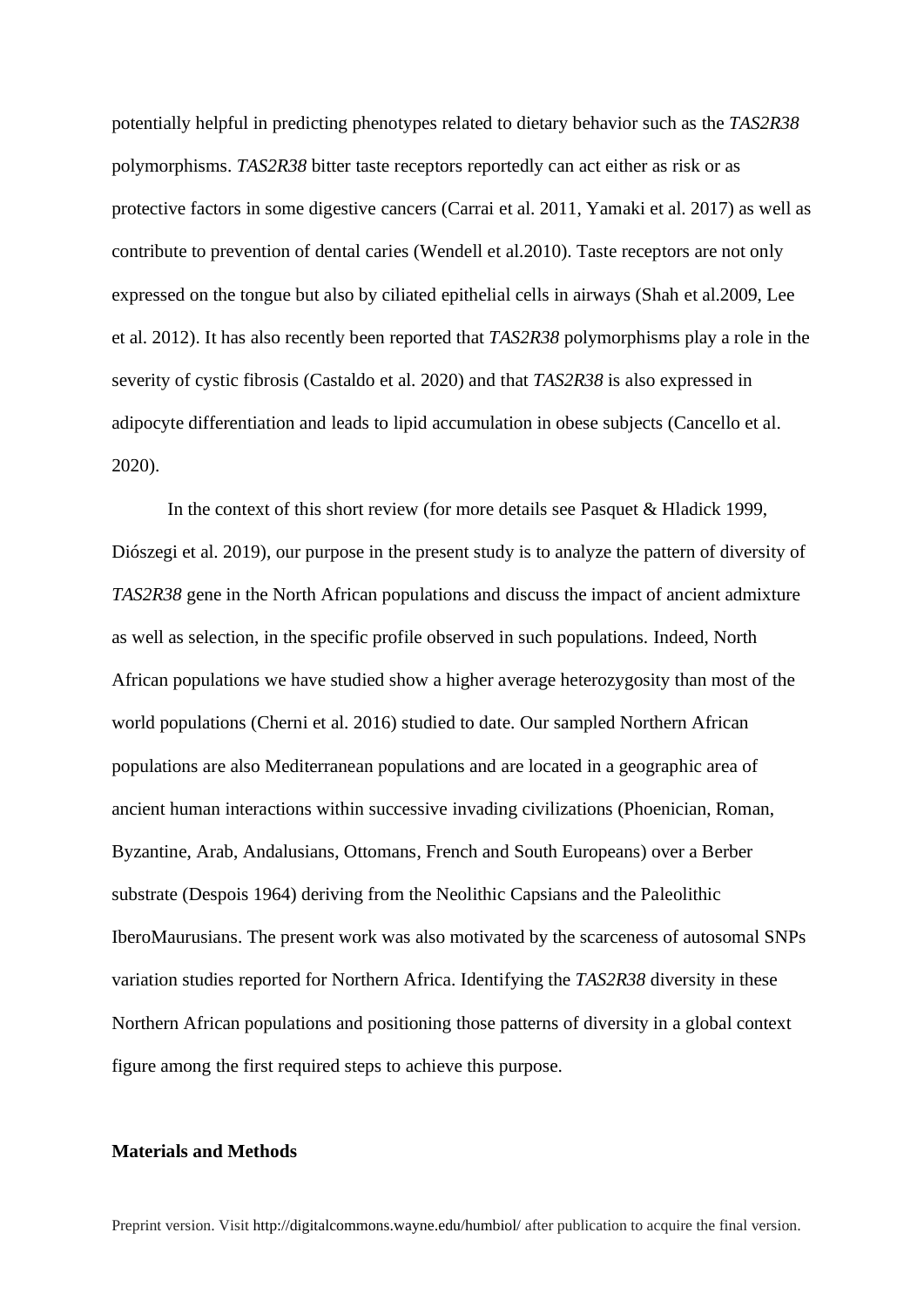potentially helpful in predicting phenotypes related to dietary behavior such as the *TAS2R38* polymorphisms. *TAS2R38* bitter taste receptors reportedly can act either as risk or as protective factors in some digestive cancers (Carrai et al. 2011, Yamaki et al. 2017) as well as contribute to prevention of dental caries (Wendell et al.2010). Taste receptors are not only expressed on the tongue but also by ciliated epithelial cells in airways (Shah et al.2009, Lee et al. 2012). It has also recently been reported that *TAS2R38* polymorphisms play a role in the severity of cystic fibrosis (Castaldo et al. 2020) and that *TAS2R38* is also expressed in adipocyte differentiation and leads to lipid accumulation in obese subjects (Cancello et al. 2020).

In the context of this short review (for more details see Pasquet & Hladick 1999, Diószegi et al. 2019), our purpose in the present study is to analyze the pattern of diversity of *TAS2R38* gene in the North African populations and discuss the impact of ancient admixture as well as selection, in the specific profile observed in such populations. Indeed, North African populations we have studied show a higher average heterozygosity than most of the world populations (Cherni et al. 2016) studied to date. Our sampled Northern African populations are also Mediterranean populations and are located in a geographic area of ancient human interactions within successive invading civilizations (Phoenician, Roman, Byzantine, Arab, Andalusians, Ottomans, French and South Europeans) over a Berber substrate (Despois 1964) deriving from the Neolithic Capsians and the Paleolithic IberoMaurusians. The present work was also motivated by the scarceness of autosomal SNPs variation studies reported for Northern Africa. Identifying the *TAS2R38* diversity in these Northern African populations and positioning those patterns of diversity in a global context figure among the first required steps to achieve this purpose.

**Materials and Methods**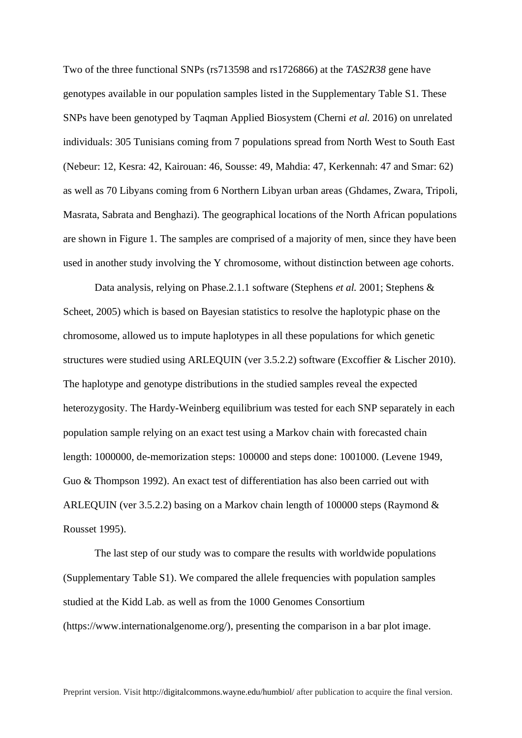Two of the three functional SNPs (rs713598 and rs1726866) at the *TAS2R38* gene have genotypes available in our population samples listed in the Supplementary Table S1. These SNPs have been genotyped by Taqman Applied Biosystem (Cherni *et al.* 2016) on unrelated individuals: 305 Tunisians coming from 7 populations spread from North West to South East (Nebeur: 12, Kesra: 42, Kairouan: 46, Sousse: 49, Mahdia: 47, Kerkennah: 47 and Smar: 62) as well as 70 Libyans coming from 6 Northern Libyan urban areas (Ghdames, Zwara, Tripoli, Masrata, Sabrata and Benghazi). The geographical locations of the North African populations are shown in Figure 1. The samples are comprised of a majority of men, since they have been used in another study involving the Y chromosome, without distinction between age cohorts.

Data analysis, relying on Phase.2.1.1 software (Stephens *et al.* 2001; Stephens & Scheet, 2005) which is based on Bayesian statistics to resolve the haplotypic phase on the chromosome, allowed us to impute haplotypes in all these populations for which genetic structures were studied using ARLEQUIN (ver 3.5.2.2) software (Excoffier & Lischer 2010). The haplotype and genotype distributions in the studied samples reveal the expected heterozygosity. The Hardy-Weinberg equilibrium was tested for each SNP separately in each population sample relying on an exact test using a Markov chain with forecasted chain length: 1000000, de-memorization steps: 100000 and steps done: 1001000. (Levene 1949, Guo & Thompson 1992). An exact test of differentiation has also been carried out with ARLEQUIN (ver 3.5.2.2) basing on a Markov chain length of 100000 steps (Raymond & Rousset 1995).

The last step of our study was to compare the results with worldwide populations (Supplementary Table S1). We compared the allele frequencies with population samples studied at the Kidd Lab. as well as from the 1000 Genomes Consortium (https://www.internationalgenome.org/), presenting the comparison in a bar plot image.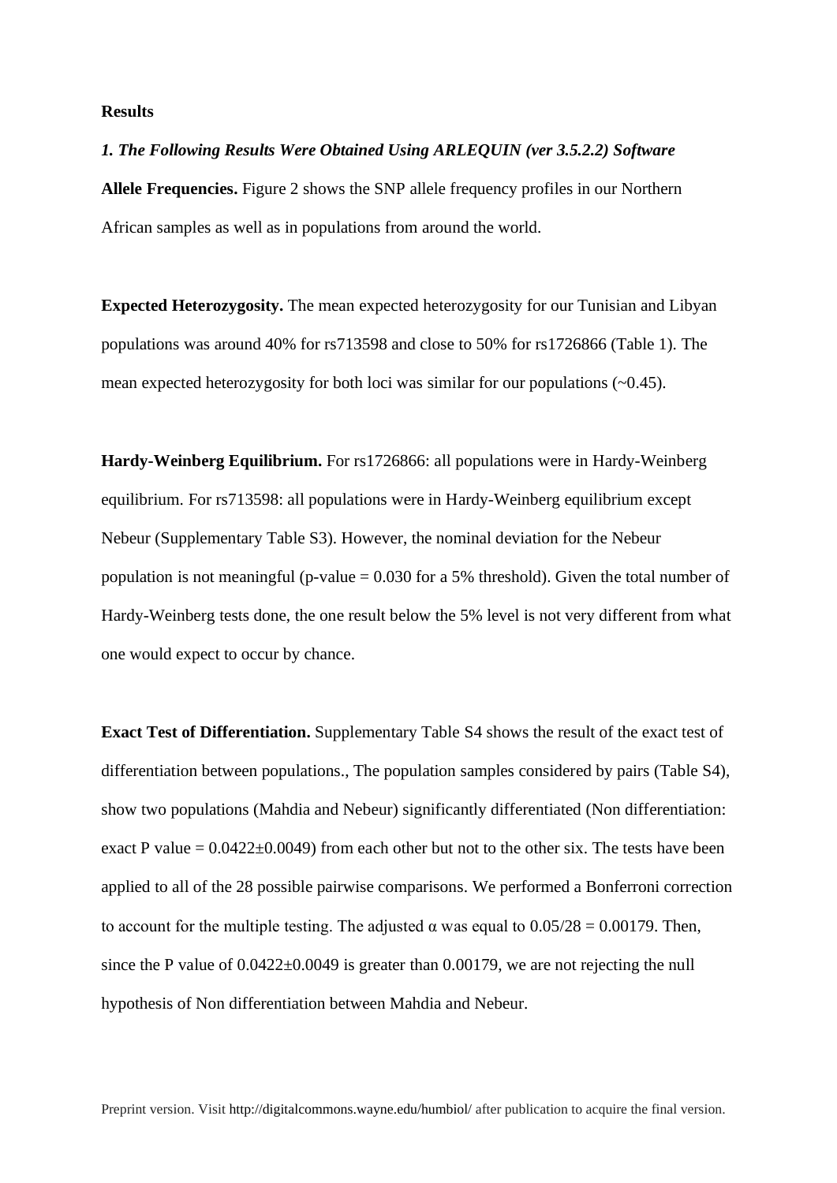**Results**

***1. The Following Results Were Obtained Using ARLEQUIN (ver 3.5.2.2) Software***

**Allele Frequencies.** Figure 2 shows the SNP allele frequency profiles in our Northern African samples as well as in populations from around the world.

**Expected Heterozygosity.** The mean expected heterozygosity for our Tunisian and Libyan populations was around 40% for rs713598 and close to 50% for rs1726866 (Table 1). The mean expected heterozygosity for both loci was similar for our populations (~0.45).

**Hardy-Weinberg Equilibrium.** For rs1726866: all populations were in Hardy-Weinberg equilibrium. For rs713598: all populations were in Hardy-Weinberg equilibrium except Nebeur (Supplementary Table S3). However, the nominal deviation for the Nebeur population is not meaningful (p-value = 0.030 for a 5% threshold). Given the total number of Hardy-Weinberg tests done, the one result below the 5% level is not very different from what one would expect to occur by chance.

**Exact Test of Differentiation.** Supplementary Table S4 shows the result of the exact test of differentiation between populations., The population samples considered by pairs (Table S4), show two populations (Mahdia and Nebeur) significantly differentiated (Non differentiation: exact P value = $0.0422 \pm 0.0049$) from each other but not to the other six. The tests have been applied to all of the 28 possible pairwise comparisons. We performed a Bonferroni correction to account for the multiple testing. The adjusted $\alpha$ was equal to $0.05/28 = 0.00179$. Then, since the P value of $0.0422 \pm 0.0049$ is greater than 0.00179, we are not rejecting the null hypothesis of Non differentiation between Mahdia and Nebeur.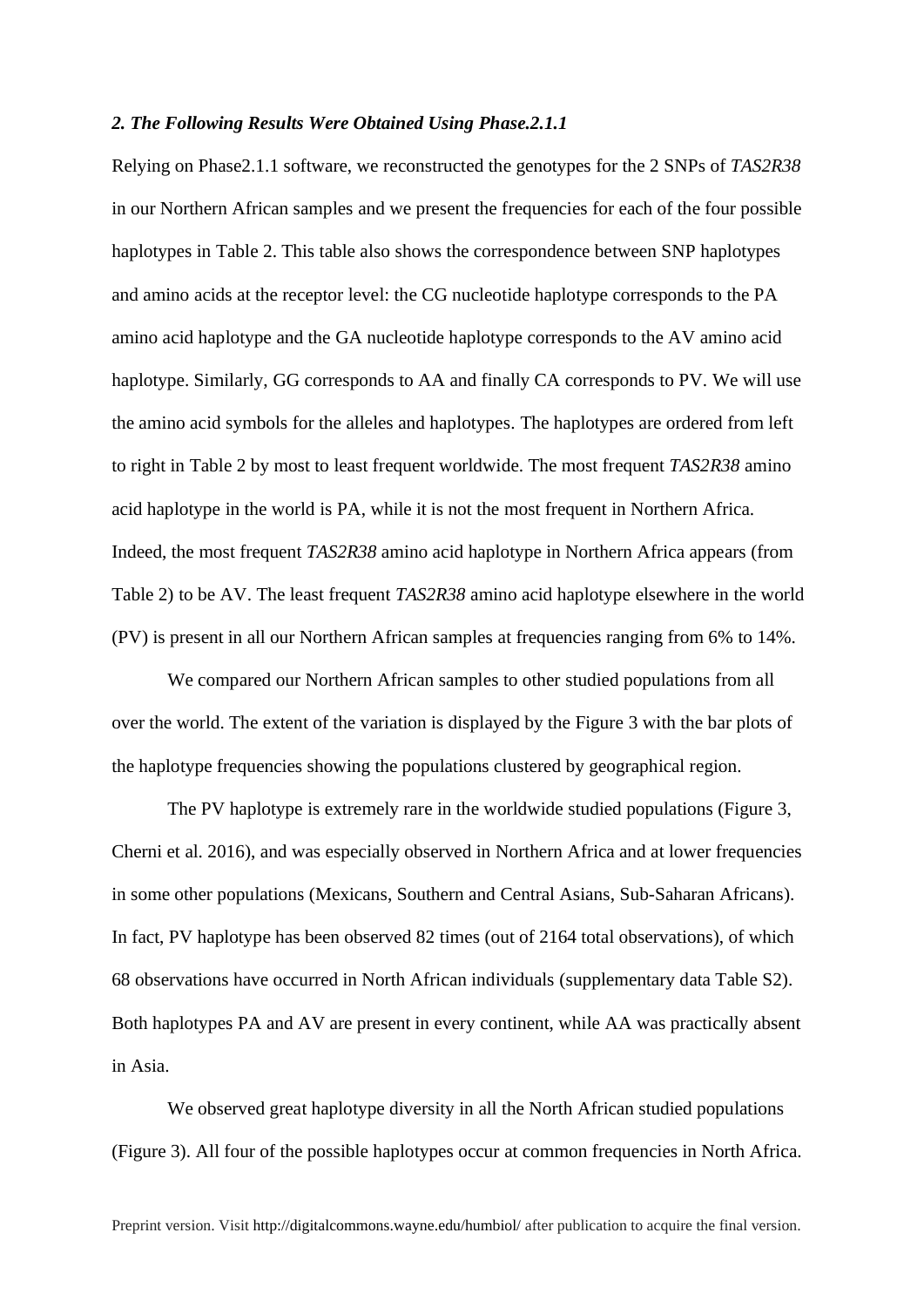### *2. The Following Results Were Obtained Using Phase.2.1.1*

Relying on Phase2.1.1 software, we reconstructed the genotypes for the 2 SNPs of *TAS2R38* in our Northern African samples and we present the frequencies for each of the four possible haplotypes in Table 2. This table also shows the correspondence between SNP haplotypes and amino acids at the receptor level: the CG nucleotide haplotype corresponds to the PA amino acid haplotype and the GA nucleotide haplotype corresponds to the AV amino acid haplotype. Similarly, GG corresponds to AA and finally CA corresponds to PV. We will use the amino acid symbols for the alleles and haplotypes. The haplotypes are ordered from left to right in Table 2 by most to least frequent worldwide. The most frequent *TAS2R38* amino acid haplotype in the world is PA, while it is not the most frequent in Northern Africa. Indeed, the most frequent *TAS2R38* amino acid haplotype in Northern Africa appears (from Table 2) to be AV. The least frequent *TAS2R38* amino acid haplotype elsewhere in the world (PV) is present in all our Northern African samples at frequencies ranging from 6% to 14%.

We compared our Northern African samples to other studied populations from all over the world. The extent of the variation is displayed by the Figure 3 with the bar plots of the haplotype frequencies showing the populations clustered by geographical region.

The PV haplotype is extremely rare in the worldwide studied populations (Figure 3, Cherni et al. 2016), and was especially observed in Northern Africa and at lower frequencies in some other populations (Mexicans, Southern and Central Asians, Sub-Saharan Africans). In fact, PV haplotype has been observed 82 times (out of 2164 total observations), of which 68 observations have occurred in North African individuals (supplementary data Table S2). Both haplotypes PA and AV are present in every continent, while AA was practically absent in Asia.

We observed great haplotype diversity in all the North African studied populations (Figure 3). All four of the possible haplotypes occur at common frequencies in North Africa.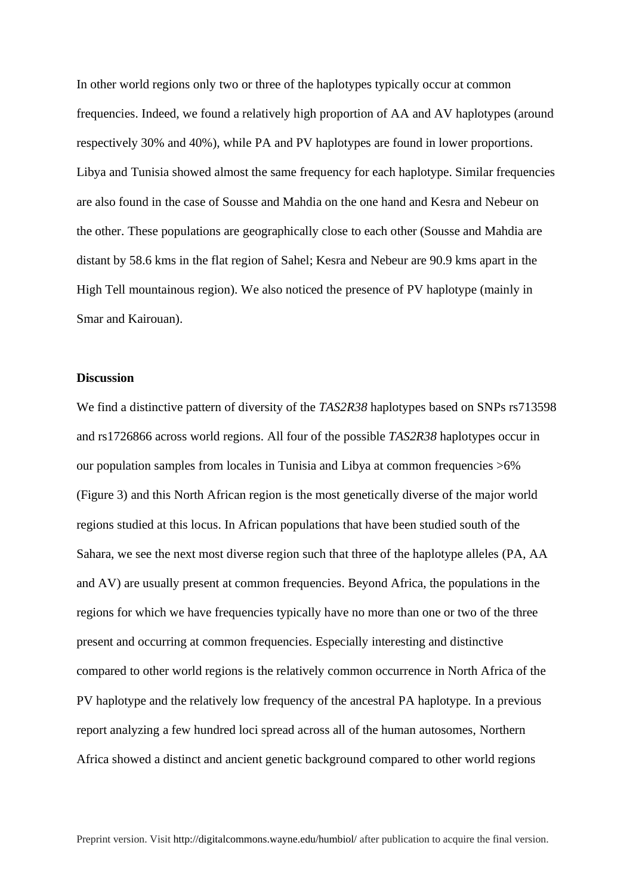In other world regions only two or three of the haplotypes typically occur at common frequencies. Indeed, we found a relatively high proportion of AA and AV haplotypes (around respectively 30% and 40%), while PA and PV haplotypes are found in lower proportions. Libya and Tunisia showed almost the same frequency for each haplotype. Similar frequencies are also found in the case of Sousse and Mahdia on the one hand and Kesra and Nebeur on the other. These populations are geographically close to each other (Sousse and Mahdia are distant by 58.6 kms in the flat region of Sahel; Kesra and Nebeur are 90.9 kms apart in the High Tell mountainous region). We also noticed the presence of PV haplotype (mainly in Smar and Kairouan).

**Discussion**

We find a distinctive pattern of diversity of the *TAS2R38* haplotypes based on SNPs rs713598 and rs1726866 across world regions. All four of the possible *TAS2R38* haplotypes occur in our population samples from locales in Tunisia and Libya at common frequencies >6% (Figure 3) and this North African region is the most genetically diverse of the major world regions studied at this locus. In African populations that have been studied south of the Sahara, we see the next most diverse region such that three of the haplotype alleles (PA, AA and AV) are usually present at common frequencies. Beyond Africa, the populations in the regions for which we have frequencies typically have no more than one or two of the three present and occurring at common frequencies. Especially interesting and distinctive compared to other world regions is the relatively common occurrence in North Africa of the PV haplotype and the relatively low frequency of the ancestral PA haplotype. In a previous report analyzing a few hundred loci spread across all of the human autosomes, Northern Africa showed a distinct and ancient genetic background compared to other world regions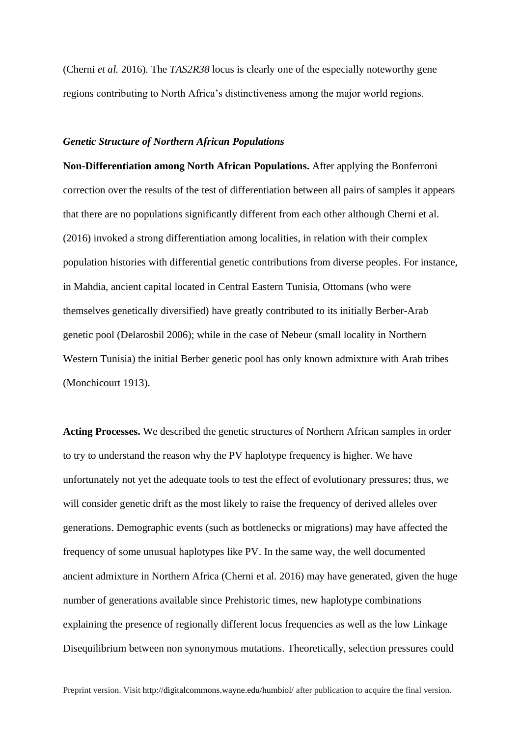(Cherni *et al.* 2016). The *TAS2R38* locus is clearly one of the especially noteworthy gene regions contributing to North Africa's distinctiveness among the major world regions.

### *Genetic Structure of Northern African Populations*

**Non-Differentiation among North African Populations.** After applying the Bonferroni correction over the results of the test of differentiation between all pairs of samples it appears that there are no populations significantly different from each other although Cherni et al. (2016) invoked a strong differentiation among localities, in relation with their complex population histories with differential genetic contributions from diverse peoples. For instance, in Mahdia, ancient capital located in Central Eastern Tunisia, Ottomans (who were themselves genetically diversified) have greatly contributed to its initially Berber-Arab genetic pool (Delarosbil 2006); while in the case of Nebeur (small locality in Northern Western Tunisia) the initial Berber genetic pool has only known admixture with Arab tribes (Monchicourt 1913).

**Acting Processes.** We described the genetic structures of Northern African samples in order to try to understand the reason why the PV haplotype frequency is higher. We have unfortunately not yet the adequate tools to test the effect of evolutionary pressures; thus, we will consider genetic drift as the most likely to raise the frequency of derived alleles over generations. Demographic events (such as bottlenecks or migrations) may have affected the frequency of some unusual haplotypes like PV. In the same way, the well documented ancient admixture in Northern Africa (Cherni et al. 2016) may have generated, given the huge number of generations available since Prehistoric times, new haplotype combinations explaining the presence of regionally different locus frequencies as well as the low Linkage Disequilibrium between non synonymous mutations. Theoretically, selection pressures could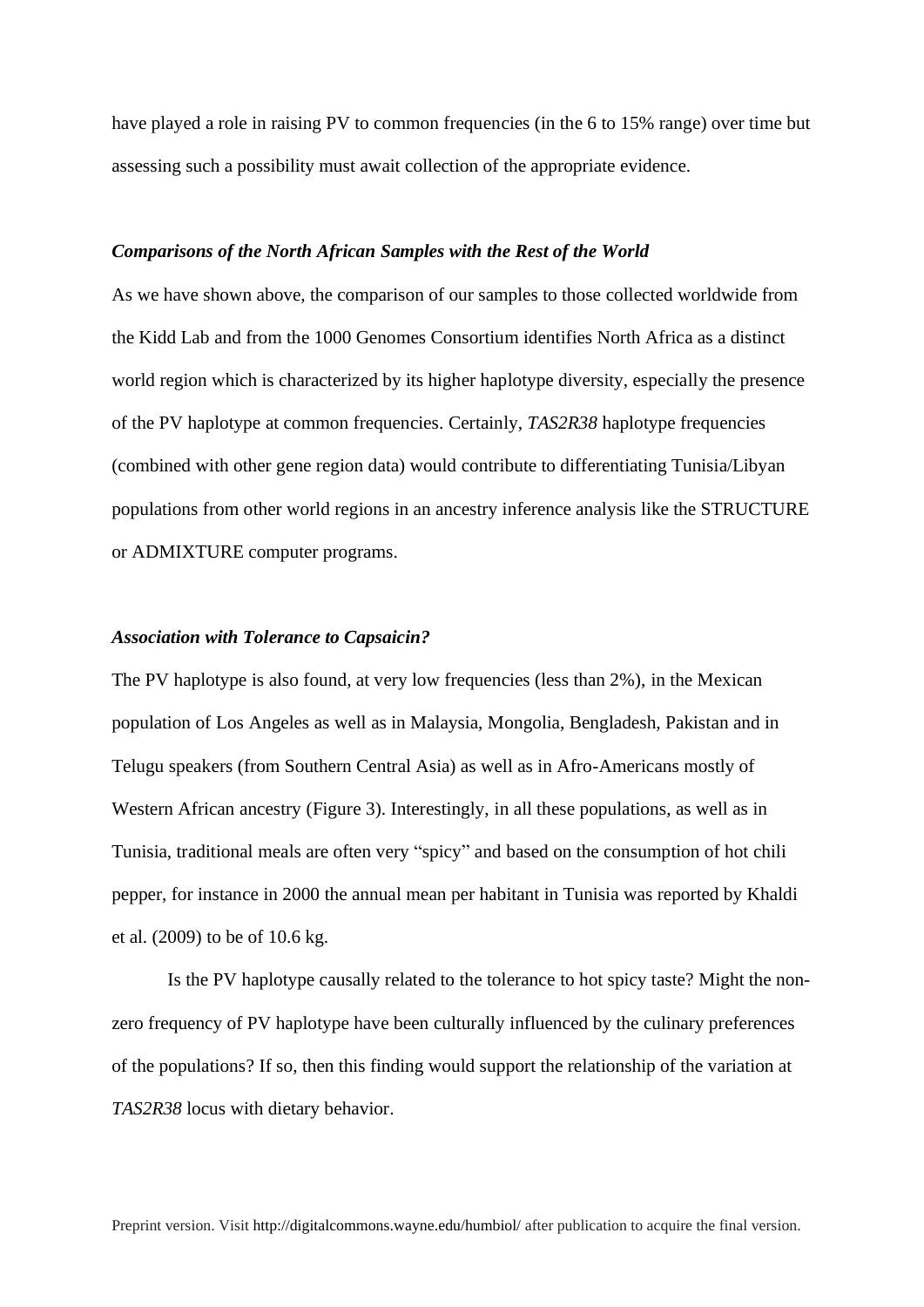have played a role in raising PV to common frequencies (in the 6 to 15% range) over time but assessing such a possibility must await collection of the appropriate evidence.

### *Comparisons of the North African Samples with the Rest of the World*

As we have shown above, the comparison of our samples to those collected worldwide from the Kidd Lab and from the 1000 Genomes Consortium identifies North Africa as a distinct world region which is characterized by its higher haplotype diversity, especially the presence of the PV haplotype at common frequencies. Certainly, *TAS2R38* haplotype frequencies (combined with other gene region data) would contribute to differentiating Tunisia/Libyan populations from other world regions in an ancestry inference analysis like the STRUCTURE or ADMIXTURE computer programs.

### *Association with Tolerance to Capsaicin?*

The PV haplotype is also found, at very low frequencies (less than 2%), in the Mexican population of Los Angeles as well as in Malaysia, Mongolia, Bengladesh, Pakistan and in Telugu speakers (from Southern Central Asia) as well as in Afro-Americans mostly of Western African ancestry (Figure 3). Interestingly, in all these populations, as well as in Tunisia, traditional meals are often very "spicy" and based on the consumption of hot chili pepper, for instance in 2000 the annual mean per habitant in Tunisia was reported by Khaldi et al. (2009) to be of 10.6 kg.

Is the PV haplotype causally related to the tolerance to hot spicy taste? Might the non-zero frequency of PV haplotype have been culturally influenced by the culinary preferences of the populations? If so, then this finding would support the relationship of the variation at *TAS2R38* locus with dietary behavior.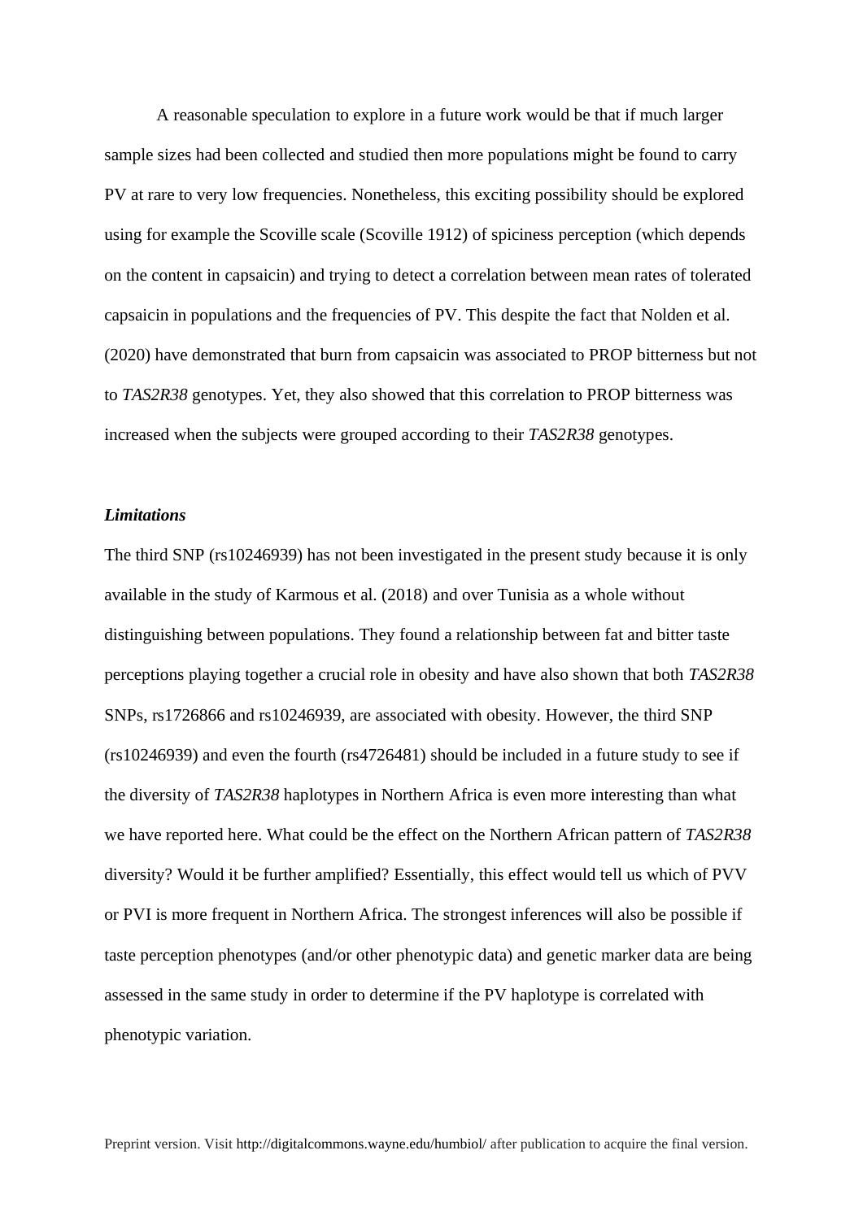A reasonable speculation to explore in a future work would be that if much larger sample sizes had been collected and studied then more populations might be found to carry PV at rare to very low frequencies. Nonetheless, this exciting possibility should be explored using for example the Scoville scale (Scoville 1912) of spiciness perception (which depends on the content in capsaicin) and trying to detect a correlation between mean rates of tolerated capsaicin in populations and the frequencies of PV. This despite the fact that Nolden et al. (2020) have demonstrated that burn from capsaicin was associated to PROP bitterness but not to *TAS2R38* genotypes. Yet, they also showed that this correlation to PROP bitterness was increased when the subjects were grouped according to their *TAS2R38* genotypes.

### *Limitations*

The third SNP (rs10246939) has not been investigated in the present study because it is only available in the study of Karmous et al. (2018) and over Tunisia as a whole without distinguishing between populations. They found a relationship between fat and bitter taste perceptions playing together a crucial role in obesity and have also shown that both *TAS2R38* SNPs, rs1726866 and rs10246939, are associated with obesity. However, the third SNP (rs10246939) and even the fourth (rs4726481) should be included in a future study to see if the diversity of *TAS2R38* haplotypes in Northern Africa is even more interesting than what we have reported here. What could be the effect on the Northern African pattern of *TAS2R38* diversity? Would it be further amplified? Essentially, this effect would tell us which of PVV or PVI is more frequent in Northern Africa. The strongest inferences will also be possible if taste perception phenotypes (and/or other phenotypic data) and genetic marker data are being assessed in the same study in order to determine if the PV haplotype is correlated with phenotypic variation.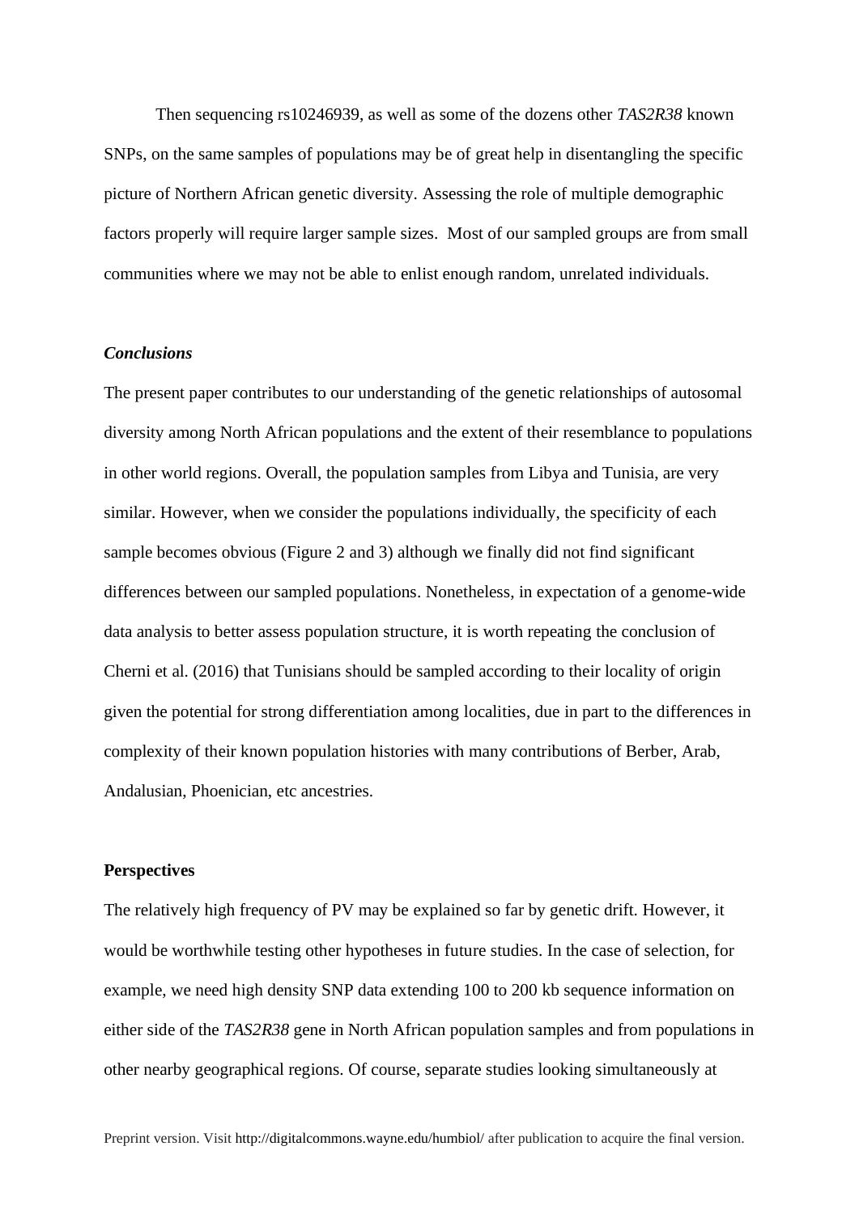Then sequencing rs10246939, as well as some of the dozens other *TAS2R38* known SNPs, on the same samples of populations may be of great help in disentangling the specific picture of Northern African genetic diversity. Assessing the role of multiple demographic factors properly will require larger sample sizes. Most of our sampled groups are from small communities where we may not be able to enlist enough random, unrelated individuals.

### *Conclusions*

The present paper contributes to our understanding of the genetic relationships of autosomal diversity among North African populations and the extent of their resemblance to populations in other world regions. Overall, the population samples from Libya and Tunisia, are very similar. However, when we consider the populations individually, the specificity of each sample becomes obvious (Figure 2 and 3) although we finally did not find significant differences between our sampled populations. Nonetheless, in expectation of a genome-wide data analysis to better assess population structure, it is worth repeating the conclusion of Cherni et al. (2016) that Tunisians should be sampled according to their locality of origin given the potential for strong differentiation among localities, due in part to the differences in complexity of their known population histories with many contributions of Berber, Arab, Andalusian, Phoenician, etc ancestries.

### **Perspectives**

The relatively high frequency of PV may be explained so far by genetic drift. However, it would be worthwhile testing other hypotheses in future studies. In the case of selection, for example, we need high density SNP data extending 100 to 200 kb sequence information on either side of the *TAS2R38* gene in North African population samples and from populations in other nearby geographical regions. Of course, separate studies looking simultaneously at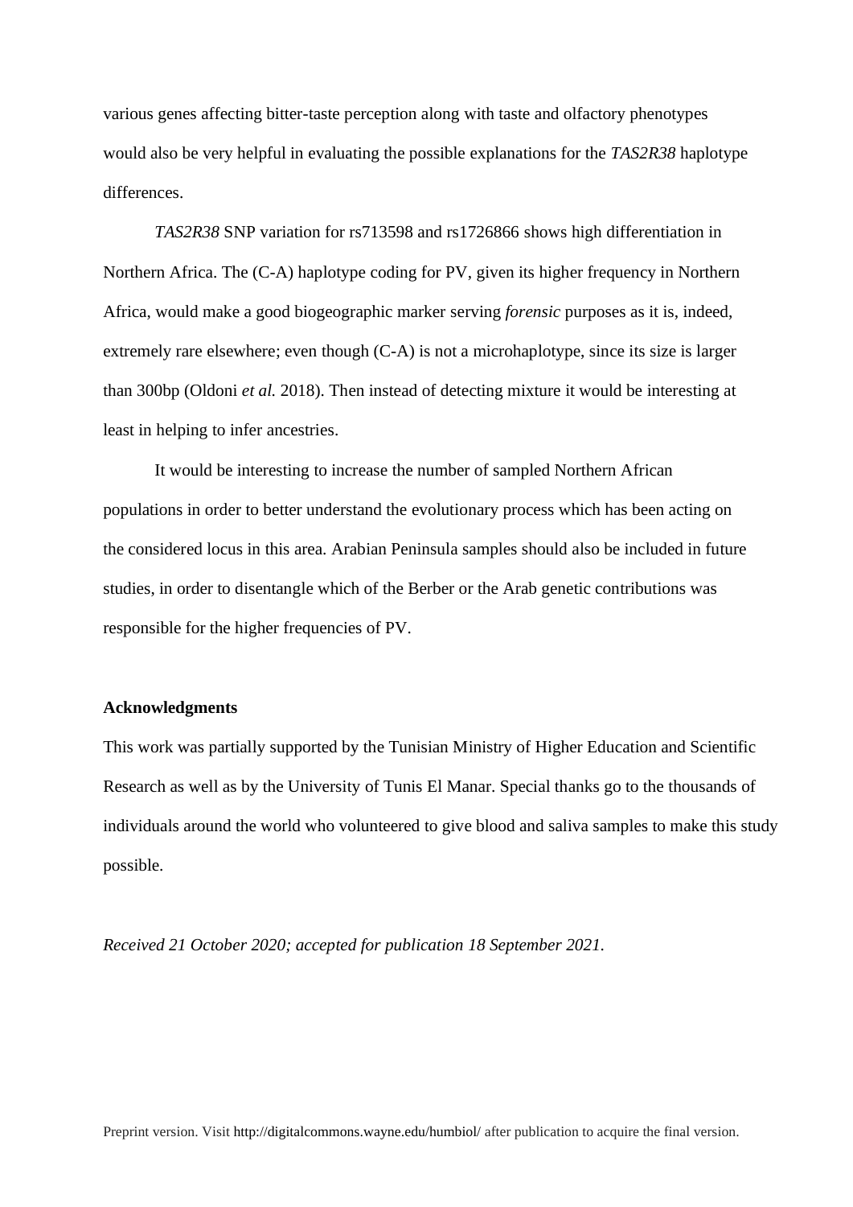various genes affecting bitter-taste perception along with taste and olfactory phenotypes would also be very helpful in evaluating the possible explanations for the *TAS2R38* haplotype differences.

*TAS2R38* SNP variation for rs713598 and rs1726866 shows high differentiation in Northern Africa. The (C-A) haplotype coding for PV, given its higher frequency in Northern Africa, would make a good biogeographic marker serving *forensic* purposes as it is, indeed, extremely rare elsewhere; even though (C-A) is not a microhaplotype, since its size is larger than 300bp (Oldoni *et al.* 2018). Then instead of detecting mixture it would be interesting at least in helping to infer ancestries.

It would be interesting to increase the number of sampled Northern African populations in order to better understand the evolutionary process which has been acting on the considered locus in this area. Arabian Peninsula samples should also be included in future studies, in order to disentangle which of the Berber or the Arab genetic contributions was responsible for the higher frequencies of PV.

**Acknowledgments**

This work was partially supported by the Tunisian Ministry of Higher Education and Scientific Research as well as by the University of Tunis El Manar. Special thanks go to the thousands of individuals around the world who volunteered to give blood and saliva samples to make this study possible.

*Received 21 October 2020; accepted for publication 18 September 2021.*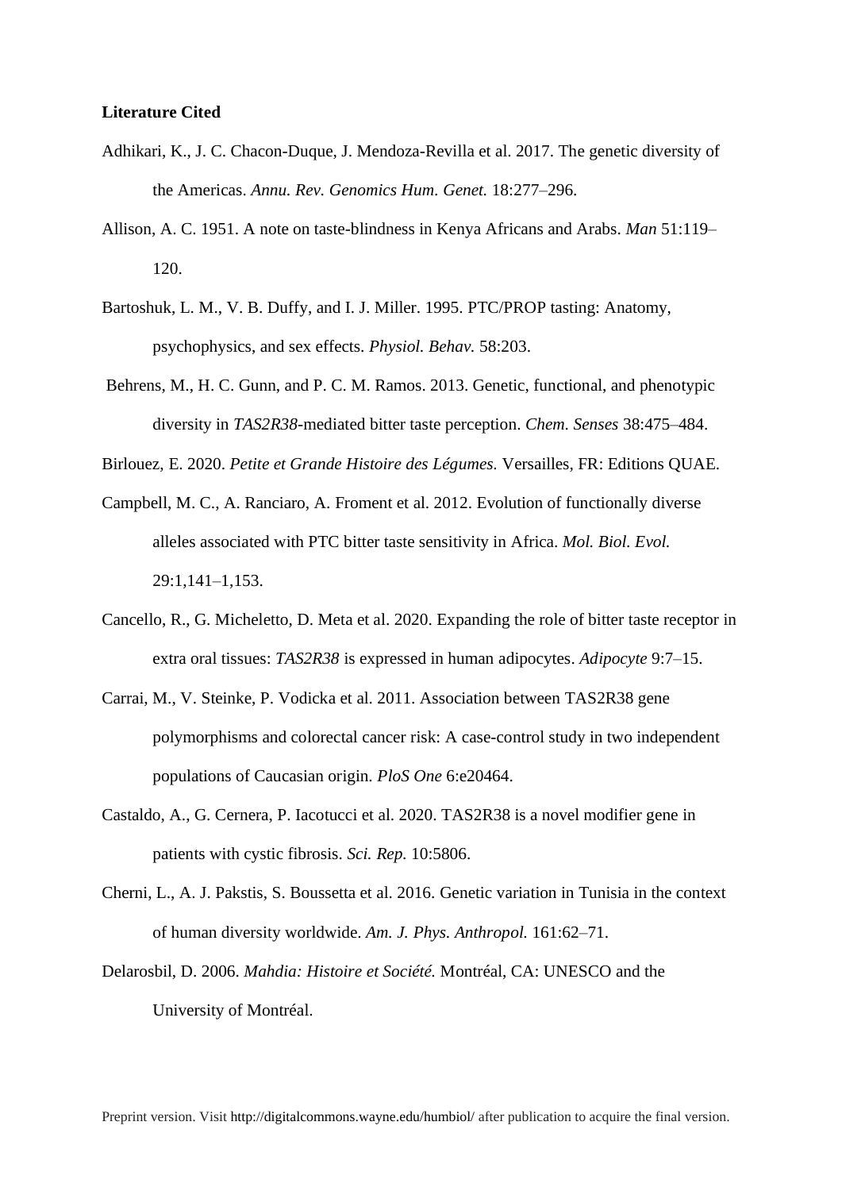**Literature Cited**

Adhikari, K., J. C. Chacon-Duque, J. Mendoza-Revilla et al. 2017. The genetic diversity of the Americas. *Annu. Rev. Genomics Hum. Genet.* 18:277–296.

Allison, A. C. 1951. A note on taste-blindness in Kenya Africans and Arabs. *Man* 51:119–120.

Bartoshuk, L. M., V. B. Duffy, and I. J. Miller. 1995. PTC/PROP tasting: Anatomy, psychophysics, and sex effects. *Physiol. Behav.* 58:203.

Behrens, M., H. C. Gunn, and P. C. M. Ramos. 2013. Genetic, functional, and phenotypic diversity in *TAS2R38*-mediated bitter taste perception. *Chem. Senses* 38:475–484.

Birlouez, E. 2020. *Petite et Grande Histoire des Légumes.* Versailles, FR: Editions QUAE.

Campbell, M. C., A. Ranciaro, A. Froment et al. 2012. Evolution of functionally diverse alleles associated with PTC bitter taste sensitivity in Africa. *Mol. Biol. Evol.* 29:1,141–1,153.

Cancello, R., G. Micheletto, D. Meta et al. 2020. Expanding the role of bitter taste receptor in extra oral tissues: *TAS2R38* is expressed in human adipocytes. *Adipocyte* 9:7–15.

Carrai, M., V. Steinke, P. Vodicka et al. 2011. Association between TAS2R38 gene polymorphisms and colorectal cancer risk: A case-control study in two independent populations of Caucasian origin. *PloS One* 6:e20464.

Castaldo, A., G. Cernera, P. Iacotucci et al. 2020. TAS2R38 is a novel modifier gene in patients with cystic fibrosis. *Sci. Rep.* 10:5806.

Cherni, L., A. J. Pakstis, S. Boussetta et al. 2016. Genetic variation in Tunisia in the context of human diversity worldwide. *Am. J. Phys. Anthropol.* 161:62–71.

Delarosbil, D. 2006. *Mahdia: Histoire et Société.* Montréal, CA: UNESCO and the University of Montréal.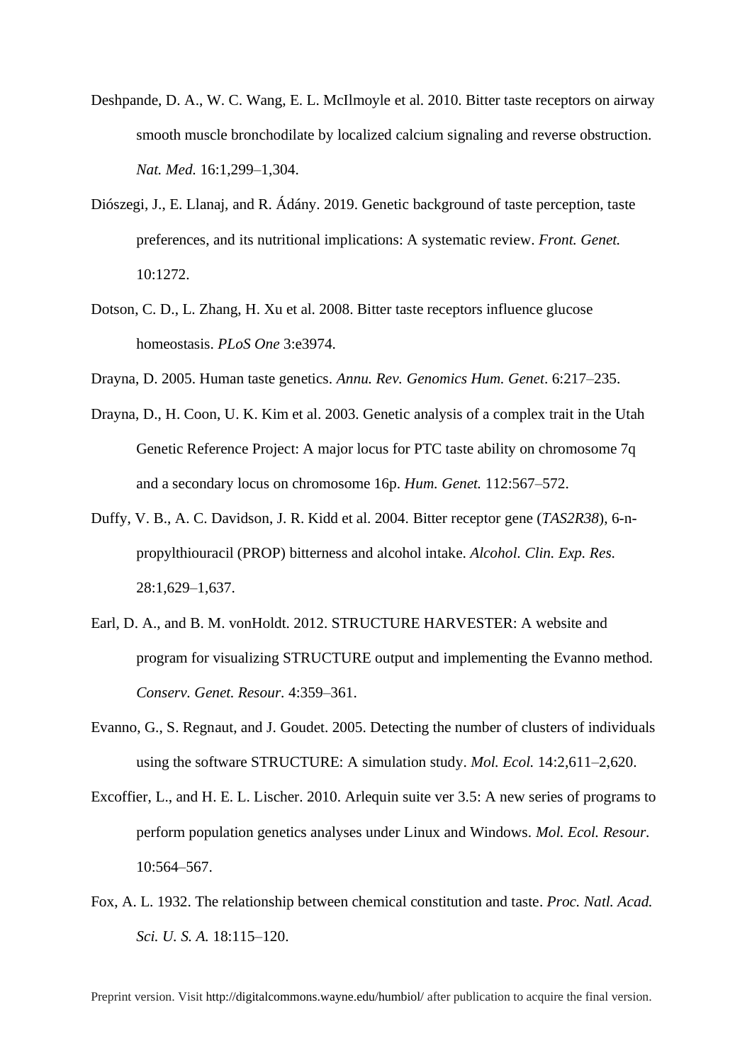Deshpande, D. A., W. C. Wang, E. L. McIlmoyle et al. 2010. Bitter taste receptors on airway smooth muscle bronchodilate by localized calcium signaling and reverse obstruction. *Nat. Med.* 16:1,299–1,304.

Diószegi, J., E. Llanaj, and R. Ádány. 2019. Genetic background of taste perception, taste preferences, and its nutritional implications: A systematic review. *Front. Genet.* 10:1272.

Dotson, C. D., L. Zhang, H. Xu et al. 2008. Bitter taste receptors influence glucose homeostasis. *PLoS One* 3:e3974.

Drayna, D. 2005. Human taste genetics. *Annu. Rev. Genomics Hum. Genet*. 6:217–235.

Drayna, D., H. Coon, U. K. Kim et al. 2003. Genetic analysis of a complex trait in the Utah Genetic Reference Project: A major locus for PTC taste ability on chromosome 7q and a secondary locus on chromosome 16p. *Hum. Genet.* 112:567–572.

Duffy, V. B., A. C. Davidson, J. R. Kidd et al. 2004. Bitter receptor gene (*TAS2R38*), 6-n-propylthiouracil (PROP) bitterness and alcohol intake. *Alcohol. Clin. Exp. Res.* 28:1,629–1,637.

Earl, D. A., and B. M. vonHoldt. 2012. STRUCTURE HARVESTER: A website and program for visualizing STRUCTURE output and implementing the Evanno method. *Conserv. Genet. Resour.* 4:359–361.

Evanno, G., S. Regnaut, and J. Goudet. 2005. Detecting the number of clusters of individuals using the software STRUCTURE: A simulation study. *Mol. Ecol.* 14:2,611–2,620.

Excoffier, L., and H. E. L. Lischer. 2010. Arlequin suite ver 3.5: A new series of programs to perform population genetics analyses under Linux and Windows. *Mol. Ecol. Resour.* 10:564–567.

Fox, A. L. 1932. The relationship between chemical constitution and taste. *Proc. Natl. Acad. Sci. U. S. A.* 18:115–120.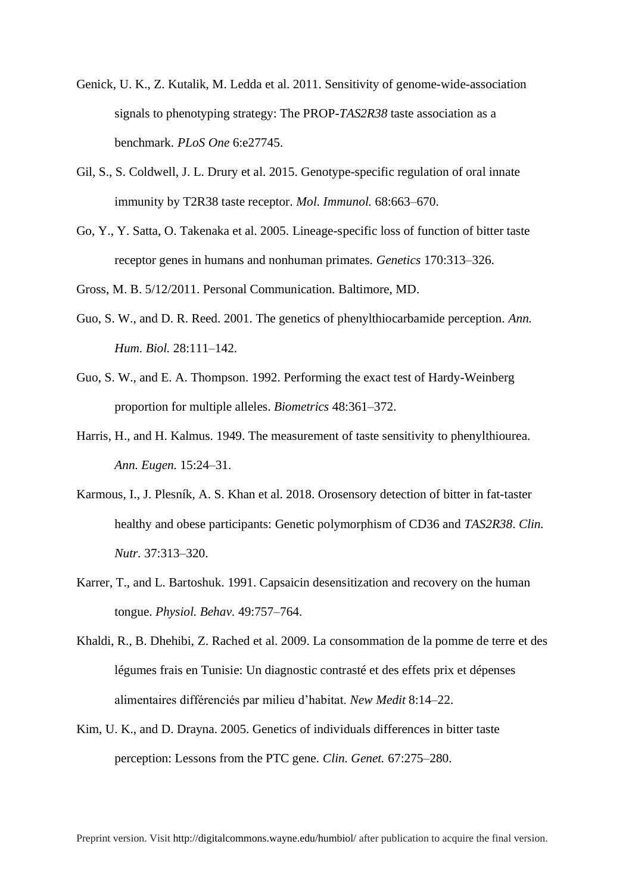Genick, U. K., Z. Kutalik, M. Ledda et al. 2011. Sensitivity of genome-wide-association signals to phenotyping strategy: The PROP-*TAS2R38* taste association as a benchmark. *PLoS One* 6:e27745.

Gil, S., S. Coldwell, J. L. Drury et al. 2015. Genotype-specific regulation of oral innate immunity by T2R38 taste receptor. *Mol. Immunol.* 68:663–670.

Go, Y., Y. Satta, O. Takenaka et al. 2005. Lineage-specific loss of function of bitter taste receptor genes in humans and nonhuman primates. *Genetics* 170:313–326.

Gross, M. B. 5/12/2011. Personal Communication. Baltimore, MD.

Guo, S. W., and D. R. Reed. 2001. The genetics of phenylthiocarbamide perception. *Ann. Hum. Biol.* 28:111–142.

Guo, S. W., and E. A. Thompson. 1992. Performing the exact test of Hardy-Weinberg proportion for multiple alleles. *Biometrics* 48:361–372.

Harris, H., and H. Kalmus. 1949. The measurement of taste sensitivity to phenylthiourea. *Ann. Eugen.* 15:24–31.

Karmous, I., J. Plesník, A. S. Khan et al. 2018. Orosensory detection of bitter in fat-taster healthy and obese participants: Genetic polymorphism of CD36 and *TAS2R38*. *Clin. Nutr.* 37:313–320.

Karrer, T., and L. Bartoshuk. 1991. Capsaicin desensitization and recovery on the human tongue. *Physiol. Behav.* 49:757–764.

Khaldi, R., B. Dhehibi, Z. Rached et al. 2009. La consommation de la pomme de terre et des légumes frais en Tunisie: Un diagnostic contrasté et des effets prix et dépenses alimentaires différenciés par milieu d'habitat. *New Medit* 8:14–22.

Kim, U. K., and D. Drayna. 2005. Genetics of individuals differences in bitter taste perception: Lessons from the PTC gene. *Clin. Genet.* 67:275–280.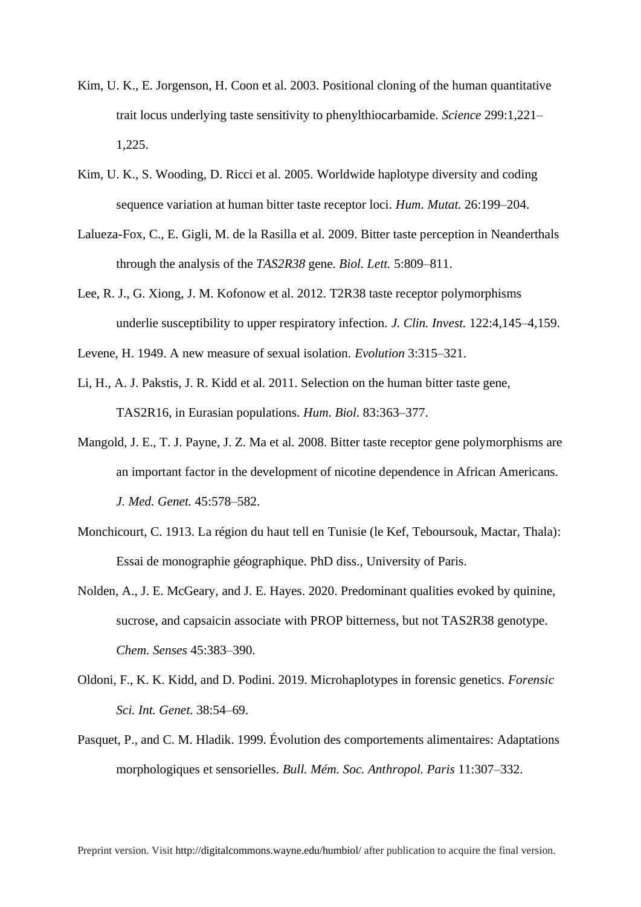Kim, U. K., E. Jorgenson, H. Coon et al. 2003. Positional cloning of the human quantitative trait locus underlying taste sensitivity to phenylthiocarbamide. *Science* 299:1,221–1,225.

Kim, U. K., S. Wooding, D. Ricci et al. 2005. Worldwide haplotype diversity and coding sequence variation at human bitter taste receptor loci. *Hum. Mutat.* 26:199–204.

Lalueza-Fox, C., E. Gigli, M. de la Rasilla et al. 2009. Bitter taste perception in Neanderthals through the analysis of the *TAS2R38* gene. *Biol. Lett.* 5:809–811.

Lee, R. J., G. Xiong, J. M. Kofonow et al. 2012. T2R38 taste receptor polymorphisms underlie susceptibility to upper respiratory infection. *J. Clin. Invest.* 122:4,145–4,159.

Levene, H. 1949. A new measure of sexual isolation. *Evolution* 3:315–321.

Li, H., A. J. Pakstis, J. R. Kidd et al. 2011. Selection on the human bitter taste gene, TAS2R16, in Eurasian populations. *Hum. Biol.* 83:363–377.

Mangold, J. E., T. J. Payne, J. Z. Ma et al. 2008. Bitter taste receptor gene polymorphisms are an important factor in the development of nicotine dependence in African Americans. *J. Med. Genet.* 45:578–582.

Monchicourt, C. 1913. La région du haut tell en Tunisie (le Kef, Teboursouk, Mactar, Thala): Essai de monographie géographique. PhD diss., University of Paris.

Nolden, A., J. E. McGeary, and J. E. Hayes. 2020. Predominant qualities evoked by quinine, sucrose, and capsaicin associate with PROP bitterness, but not TAS2R38 genotype. *Chem. Senses* 45:383–390.

Oldoni, F., K. K. Kidd, and D. Podini. 2019. Microhaplotypes in forensic genetics. *Forensic Sci. Int. Genet.* 38:54–69.

Pasquet, P., and C. M. Hladik. 1999. Évolution des comportements alimentaires: Adaptations morphologiques et sensorielles. *Bull. Mém. Soc. Anthropol. Paris* 11:307–332.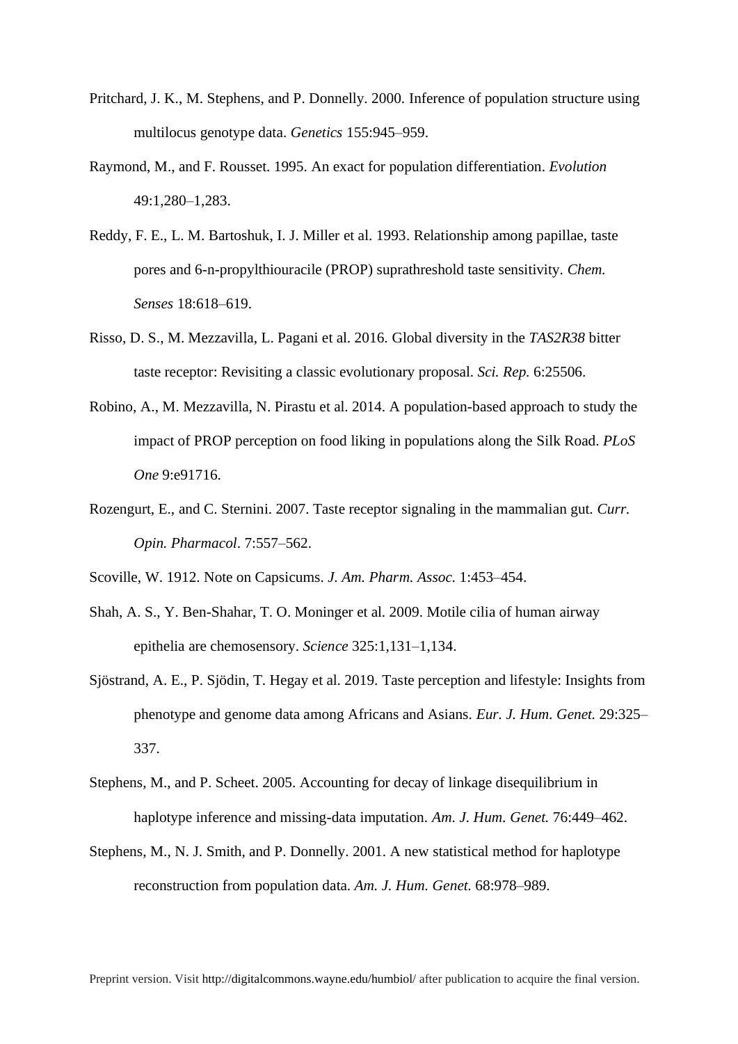Pritchard, J. K., M. Stephens, and P. Donnelly. 2000. Inference of population structure using multilocus genotype data. *Genetics* 155:945–959.

Raymond, M., and F. Rousset. 1995. An exact for population differentiation. *Evolution* 49:1,280–1,283.

Reddy, F. E., L. M. Bartoshuk, I. J. Miller et al. 1993. Relationship among papillae, taste pores and 6-n-propylthiouracile (PROP) suprathreshold taste sensitivity. *Chem. Senses* 18:618–619.

Risso, D. S., M. Mezzavilla, L. Pagani et al. 2016. Global diversity in the *TAS2R38* bitter taste receptor: Revisiting a classic evolutionary proposal. *Sci. Rep.* 6:25506.

Robino, A., M. Mezzavilla, N. Pirastu et al. 2014. A population-based approach to study the impact of PROP perception on food liking in populations along the Silk Road. *PLoS One* 9:e91716.

Rozengurt, E., and C. Sternini. 2007. Taste receptor signaling in the mammalian gut. *Curr. Opin. Pharmacol*. 7:557–562.

Scoville, W. 1912. Note on Capsicums. *J. Am. Pharm. Assoc.* 1:453–454.

Shah, A. S., Y. Ben-Shahar, T. O. Moninger et al. 2009. Motile cilia of human airway epithelia are chemosensory. *Science* 325:1,131–1,134.

Sjöstrand, A. E., P. Sjödin, T. Hegay et al. 2019. Taste perception and lifestyle: Insights from phenotype and genome data among Africans and Asians. *Eur. J. Hum. Genet.* 29:325–337.

Stephens, M., and P. Scheet. 2005. Accounting for decay of linkage disequilibrium in haplotype inference and missing-data imputation. *Am. J. Hum. Genet.* 76:449–462.

Stephens, M., N. J. Smith, and P. Donnelly. 2001. A new statistical method for haplotype reconstruction from population data. *Am. J. Hum. Genet.* 68:978–989.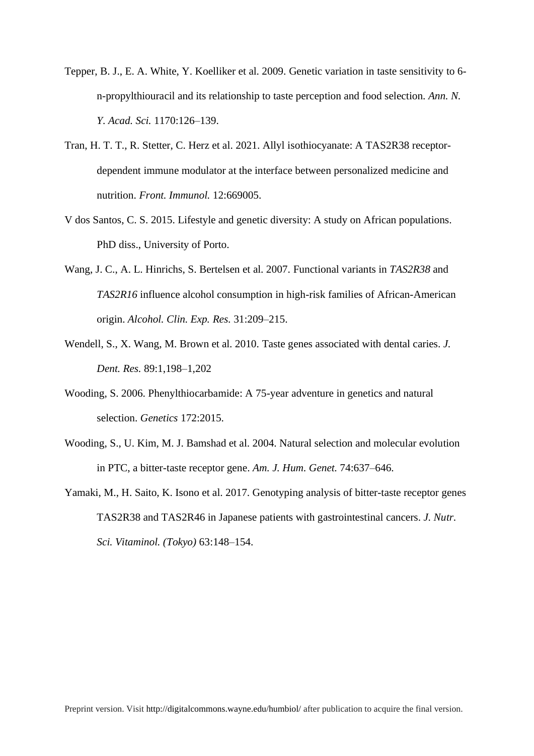Tepper, B. J., E. A. White, Y. Koelliker et al. 2009. Genetic variation in taste sensitivity to 6-n-propylthiouracil and its relationship to taste perception and food selection. *Ann. N. Y. Acad. Sci.* 1170:126–139.

Tran, H. T. T., R. Stetter, C. Herz et al. 2021. Allyl isothiocyanate: A TAS2R38 receptor-dependent immune modulator at the interface between personalized medicine and nutrition. *Front. Immunol.* 12:669005.

V dos Santos, C. S. 2015. Lifestyle and genetic diversity: A study on African populations. PhD diss., University of Porto.

Wang, J. C., A. L. Hinrichs, S. Bertelsen et al. 2007. Functional variants in *TAS2R38* and *TAS2R16* influence alcohol consumption in high-risk families of African-American origin. *Alcohol. Clin. Exp. Res.* 31:209–215.

Wendell, S., X. Wang, M. Brown et al. 2010. Taste genes associated with dental caries. *J. Dent. Res.* 89:1,198–1,202

Wooding, S. 2006. Phenylthiocarbamide: A 75-year adventure in genetics and natural selection. *Genetics* 172:2015.

Wooding, S., U. Kim, M. J. Bamshad et al. 2004. Natural selection and molecular evolution in PTC, a bitter-taste receptor gene. *Am. J. Hum. Genet.* 74:637–646.

Yamaki, M., H. Saito, K. Isono et al. 2017. Genotyping analysis of bitter-taste receptor genes TAS2R38 and TAS2R46 in Japanese patients with gastrointestinal cancers. *J. Nutr. Sci. Vitaminol. (Tokyo)* 63:148–154.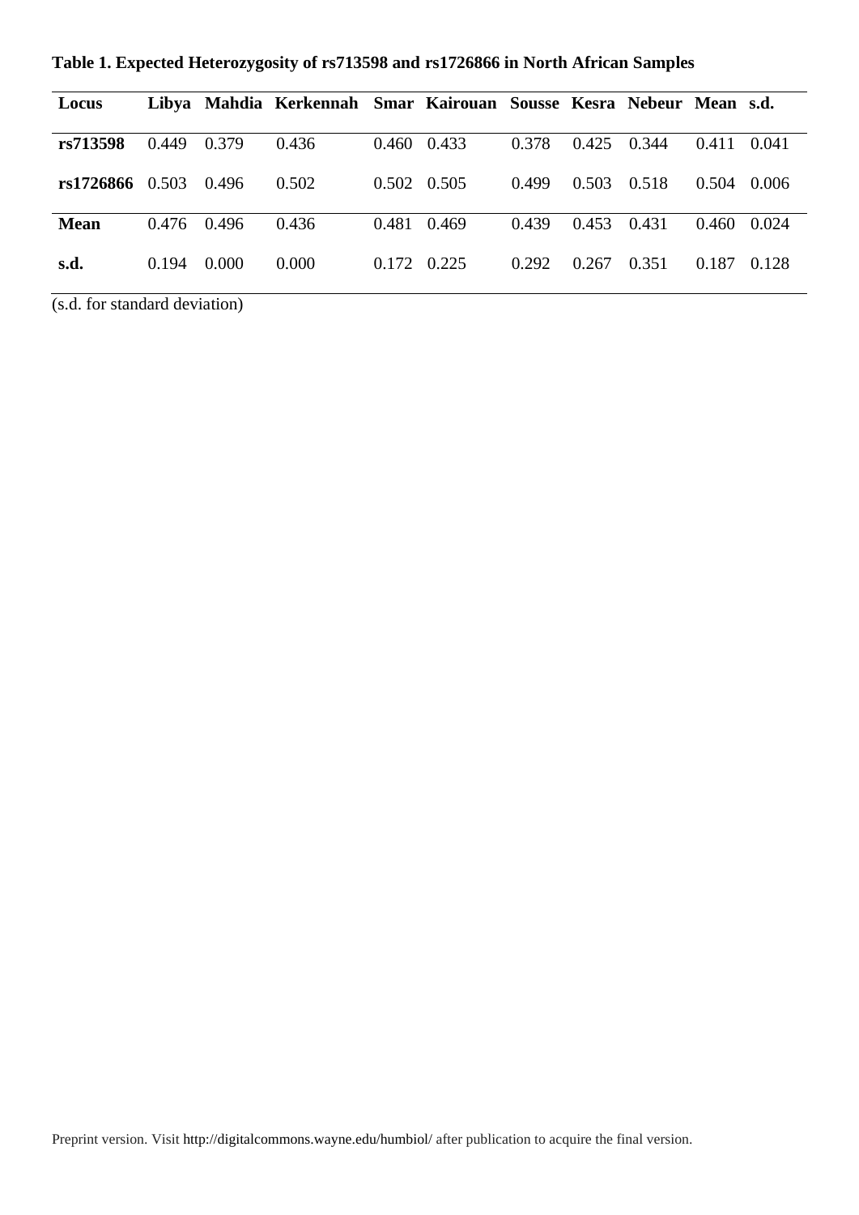**Table 1. Expected Heterozygosity of rs713598 and rs1726866 in North African Samples**

| Locus | Libya | Mahdia | Kerkennah | Smar | Kairouan | Sousse | Kesra | Nebeur | Mean | s.d. |
|---|---|---|---|---|---|---|---|---|---|---|
| **rs713598** | 0.449 | 0.379 | 0.436 | 0.460 | 0.433 | 0.378 | 0.425 | 0.344 | 0.411 | 0.041 |
| **rs1726866** | 0.503 | 0.496 | 0.502 | 0.502 | 0.505 | 0.499 | 0.503 | 0.518 | 0.504 | 0.006 |
| **Mean** | 0.476 | 0.496 | 0.436 | 0.481 | 0.469 | 0.439 | 0.453 | 0.431 | 0.460 | 0.024 |
| **s.d.** | 0.194 | 0.000 | 0.000 | 0.172 | 0.225 | 0.292 | 0.267 | 0.351 | 0.187 | 0.128 |

(s.d. for standard deviation)

Preprint version. Visit http://digitalcommons.wayne.edu/humbiol/ after publication to acquire the final version.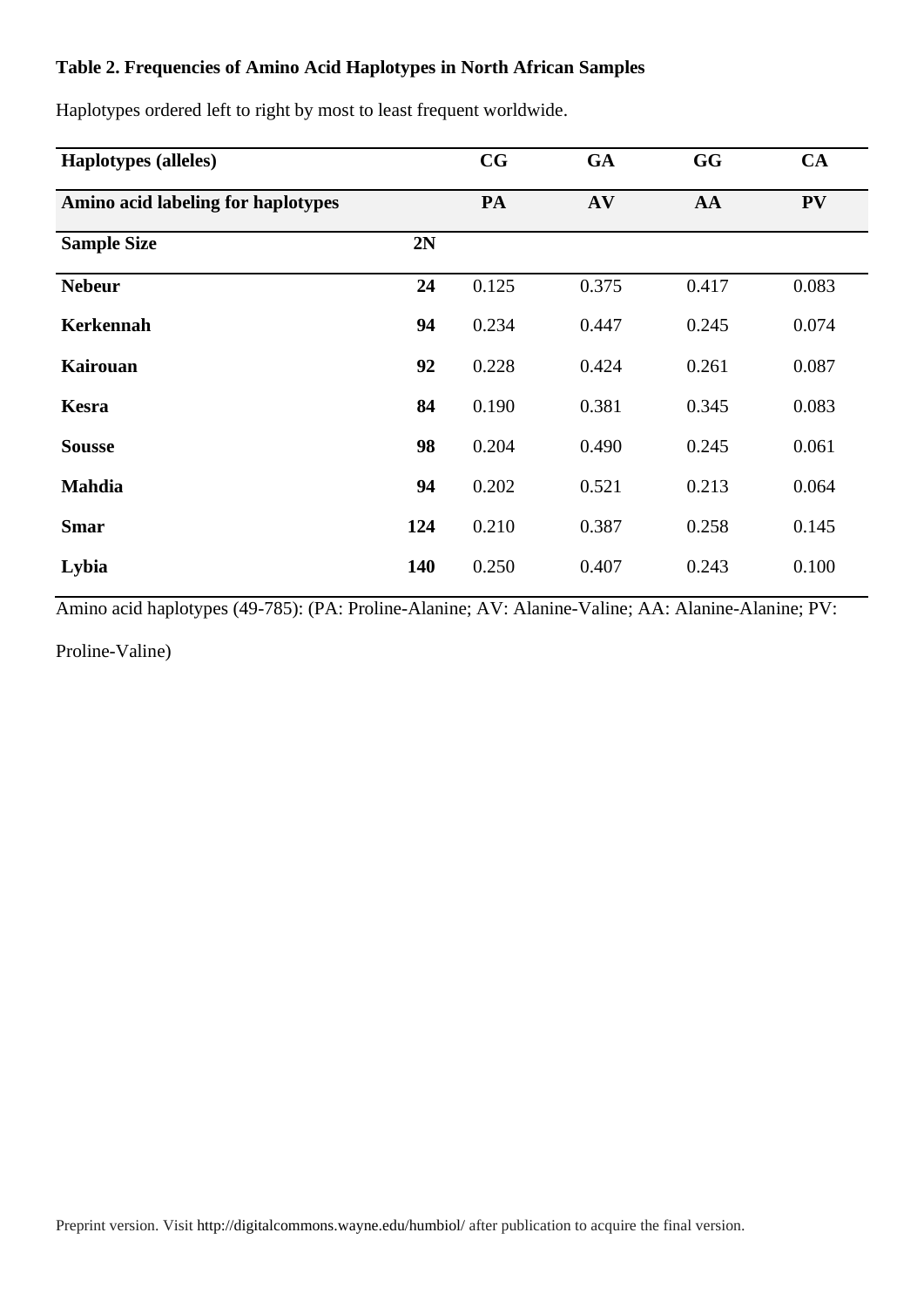**Table 2. Frequencies of Amino Acid Haplotypes in North African Samples**

Haplotypes ordered left to right by most to least frequent worldwide.

| **Haplotypes (alleles)** | | **CG** | **GA** | **GG** | **CA** |
|---|---|---|---|---|---|
| **Amino acid labeling for haplotypes** | | **PA** | **AV** | **AA** | **PV** |
| **Sample Size** | **2N** | | | | |
| **Nebeur** | **24** | 0.125 | 0.375 | 0.417 | 0.083 |
| **Kerkennah** | **94** | 0.234 | 0.447 | 0.245 | 0.074 |
| **Kairouan** | **92** | 0.228 | 0.424 | 0.261 | 0.087 |
| **Kesra** | **84** | 0.190 | 0.381 | 0.345 | 0.083 |
| **Sousse** | **98** | 0.204 | 0.490 | 0.245 | 0.061 |
| **Mahdia** | **94** | 0.202 | 0.521 | 0.213 | 0.064 |
| **Smar** | **124** | 0.210 | 0.387 | 0.258 | 0.145 |
| **Lybia** | **140** | 0.250 | 0.407 | 0.243 | 0.100 |

Amino acid haplotypes (49-785): (PA: Proline-Alanine; AV: Alanine-Valine; AA: Alanine-Alanine; PV: Proline-Valine)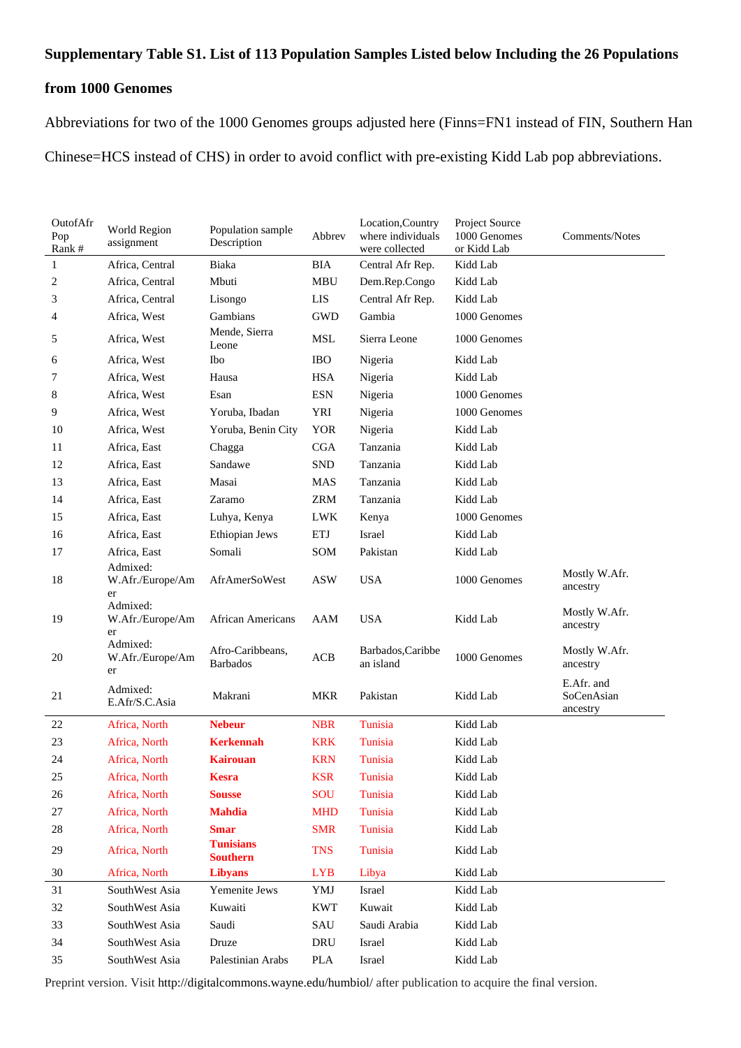**Supplementary Table S1. List of 113 Population Samples Listed below Including the 26 Populations from 1000 Genomes**

Abbreviations for two of the 1000 Genomes groups adjusted here (Finns=FN1 instead of FIN, Southern Han Chinese=HCS instead of CHS) in order to avoid conflict with pre-existing Kidd Lab pop abbreviations.

| OutofAfr Pop Rank # | World Region assignment | Population sample Description | Abbrev | Location,Country where individuals were collected | Project Source 1000 Genomes or Kidd Lab | Comments/Notes |
|---|---|---|---|---|---|---|
| 1 | Africa, Central | Biaka | BIA | Central Afr Rep. | Kidd Lab | |
| 2 | Africa, Central | Mbuti | MBU | Dem.Rep.Congo | Kidd Lab | |
| 3 | Africa, Central | Lisongo | LIS | Central Afr Rep. | Kidd Lab | |
| 4 | Africa, West | Gambians | GWD | Gambia | 1000 Genomes | |
| 5 | Africa, West | Mende, Sierra Leone | MSL | Sierra Leone | 1000 Genomes | |
| 6 | Africa, West | Ibo | IBO | Nigeria | Kidd Lab | |
| 7 | Africa, West | Hausa | HSA | Nigeria | Kidd Lab | |
| 8 | Africa, West | Esan | ESN | Nigeria | 1000 Genomes | |
| 9 | Africa, West | Yoruba, Ibadan | YRI | Nigeria | 1000 Genomes | |
| 10 | Africa, West | Yoruba, Benin City | YOR | Nigeria | Kidd Lab | |
| 11 | Africa, East | Chagga | CGA | Tanzania | Kidd Lab | |
| 12 | Africa, East | Sandawe | SND | Tanzania | Kidd Lab | |
| 13 | Africa, East | Masai | MAS | Tanzania | Kidd Lab | |
| 14 | Africa, East | Zaramo | ZRM | Tanzania | Kidd Lab | |
| 15 | Africa, East | Luhya, Kenya | LWK | Kenya | 1000 Genomes | |
| 16 | Africa, East | Ethiopian Jews | ETJ | Israel | Kidd Lab | |
| 17 | Africa, East | Somali | SOM | Pakistan | Kidd Lab | |
| 18 | Admixed: W.Afr./Europe/Amer | AfrAmerSoWest | ASW | USA | 1000 Genomes | Mostly W.Afr. ancestry |
| 19 | Admixed: W.Afr./Europe/Amer | African Americans | AAM | USA | Kidd Lab | Mostly W.Afr. ancestry |
| 20 | Admixed: W.Afr./Europe/Amer | Afro-Caribbeans, Barbados | ACB | Barbados,Caribbean island | 1000 Genomes | Mostly W.Afr. ancestry |
| 21 | Admixed: E.Afr/S.C.Asia | Makrani | MKR | Pakistan | Kidd Lab | E.Afr. and SoCenAsian ancestry |
| 22 | Africa, North | **Nebeur** | NBR | Tunisia | Kidd Lab | |
| 23 | Africa, North | **Kerkennah** | KRK | Tunisia | Kidd Lab | |
| 24 | Africa, North | **Kairouan** | KRN | Tunisia | Kidd Lab | |
| 25 | Africa, North | **Kesra** | KSR | Tunisia | Kidd Lab | |
| 26 | Africa, North | **Sousse** | SOU | Tunisia | Kidd Lab | |
| 27 | Africa, North | **Mahdia** | MHD | Tunisia | Kidd Lab | |
| 28 | Africa, North | **Smar** | SMR | Tunisia | Kidd Lab | |
| 29 | Africa, North | **Tunisians Southern** | TNS | Tunisia | Kidd Lab | |
| 30 | Africa, North | **Libyans** | LYB | Libya | Kidd Lab | |
| 31 | SouthWest Asia | Yemenite Jews | YMJ | Israel | Kidd Lab | |
| 32 | SouthWest Asia | Kuwaiti | KWT | Kuwait | Kidd Lab | |
| 33 | SouthWest Asia | Saudi | SAU | Saudi Arabia | Kidd Lab | |
| 34 | SouthWest Asia | Druze | DRU | Israel | Kidd Lab | |
| 35 | SouthWest Asia | Palestinian Arabs | PLA | Israel | Kidd Lab | |

Preprint version. Visit http://digitalcommons.wayne.edu/humbiol/ after publication to acquire the final version.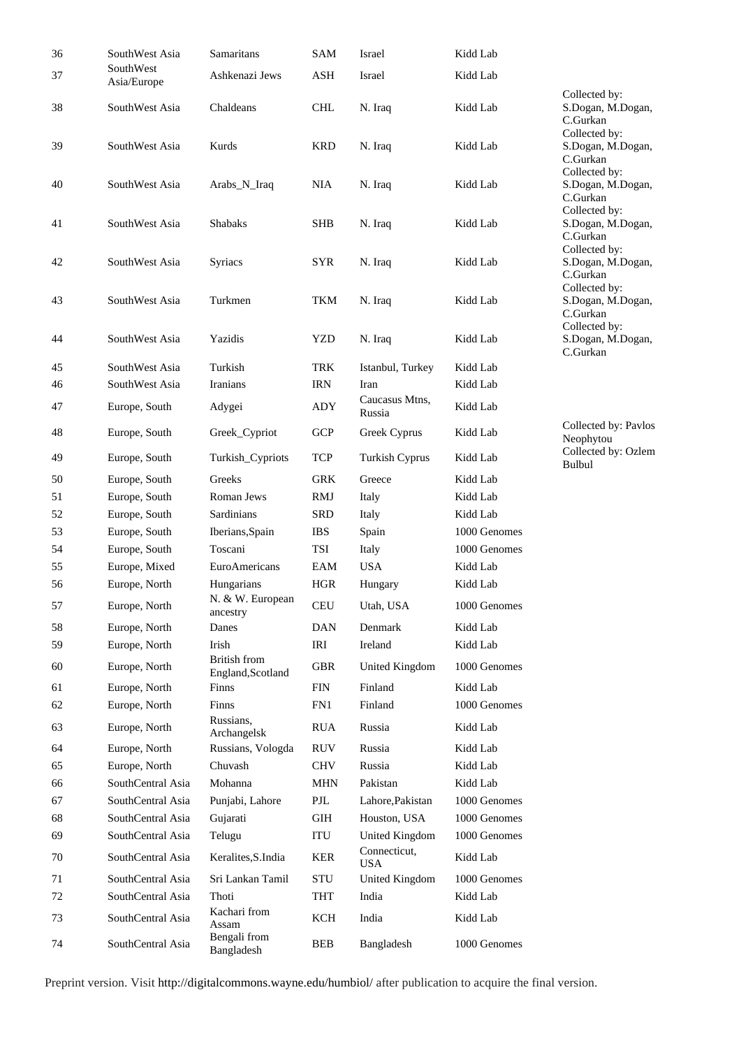| 36 | SouthWest Asia | Samaritans | SAM | Israel | Kidd Lab | |
|---|---|---|---|---|---|---|
| 37 | SouthWest Asia/Europe | Ashkenazi Jews | ASH | Israel | Kidd Lab | |
| 38 | SouthWest Asia | Chaldeans | CHL | N. Iraq | Kidd Lab | Collected by: S.Dogan, M.Dogan, C.Gurkan |
| 39 | SouthWest Asia | Kurds | KRD | N. Iraq | Kidd Lab | Collected by: S.Dogan, M.Dogan, C.Gurkan |
| 40 | SouthWest Asia | Arabs_N_Iraq | NIA | N. Iraq | Kidd Lab | Collected by: S.Dogan, M.Dogan, C.Gurkan |
| 41 | SouthWest Asia | Shabaks | SHB | N. Iraq | Kidd Lab | Collected by: S.Dogan, M.Dogan, C.Gurkan |
| 42 | SouthWest Asia | Syriacs | SYR | N. Iraq | Kidd Lab | Collected by: S.Dogan, M.Dogan, C.Gurkan |
| 43 | SouthWest Asia | Turkmen | TKM | N. Iraq | Kidd Lab | Collected by: S.Dogan, M.Dogan, C.Gurkan |
| 44 | SouthWest Asia | Yazidis | YZD | N. Iraq | Kidd Lab | Collected by: S.Dogan, M.Dogan, C.Gurkan |
| 45 | SouthWest Asia | Turkish | TRK | Istanbul, Turkey | Kidd Lab | |
| 46 | SouthWest Asia | Iranians | IRN | Iran | Kidd Lab | |
| 47 | Europe, South | Adygei | ADY | Caucasus Mtns, Russia | Kidd Lab | |
| 48 | Europe, South | Greek_Cypriot | GCP | Greek Cyprus | Kidd Lab | Collected by: Pavlos Neophytou |
| 49 | Europe, South | Turkish_Cypriots | TCP | Turkish Cyprus | Kidd Lab | Collected by: Ozlem Bulbul |
| 50 | Europe, South | Greeks | GRK | Greece | Kidd Lab | |
| 51 | Europe, South | Roman Jews | RMJ | Italy | Kidd Lab | |
| 52 | Europe, South | Sardinians | SRD | Italy | Kidd Lab | |
| 53 | Europe, South | Iberians,Spain | IBS | Spain | 1000 Genomes | |
| 54 | Europe, South | Toscani | TSI | Italy | 1000 Genomes | |
| 55 | Europe, Mixed | EuroAmericans | EAM | USA | Kidd Lab | |
| 56 | Europe, North | Hungarians | HGR | Hungary | Kidd Lab | |
| 57 | Europe, North | N. & W. European ancestry | CEU | Utah, USA | 1000 Genomes | |
| 58 | Europe, North | Danes | DAN | Denmark | Kidd Lab | |
| 59 | Europe, North | Irish | IRI | Ireland | Kidd Lab | |
| 60 | Europe, North | British from England,Scotland | GBR | United Kingdom | 1000 Genomes | |
| 61 | Europe, North | Finns | FIN | Finland | Kidd Lab | |
| 62 | Europe, North | Finns | FN1 | Finland | 1000 Genomes | |
| 63 | Europe, North | Russians, Archangelsk | RUA | Russia | Kidd Lab | |
| 64 | Europe, North | Russians, Vologda | RUV | Russia | Kidd Lab | |
| 65 | Europe, North | Chuvash | CHV | Russia | Kidd Lab | |
| 66 | SouthCentral Asia | Mohanna | MHN | Pakistan | Kidd Lab | |
| 67 | SouthCentral Asia | Punjabi, Lahore | PJL | Lahore,Pakistan | 1000 Genomes | |
| 68 | SouthCentral Asia | Gujarati | GIH | Houston, USA | 1000 Genomes | |
| 69 | SouthCentral Asia | Telugu | ITU | United Kingdom | 1000 Genomes | |
| 70 | SouthCentral Asia | Keralites,S.India | KER | Connecticut, USA | Kidd Lab | |
| 71 | SouthCentral Asia | Sri Lankan Tamil | STU | United Kingdom | 1000 Genomes | |
| 72 | SouthCentral Asia | Thoti | THT | India | Kidd Lab | |
| 73 | SouthCentral Asia | Kachari from Assam | KCH | India | Kidd Lab | |
| 74 | SouthCentral Asia | Bengali from Bangladesh | BEB | Bangladesh | 1000 Genomes | |

Preprint version. Visit http://digitalcommons.wayne.edu/humbiol/ after publication to acquire the final version.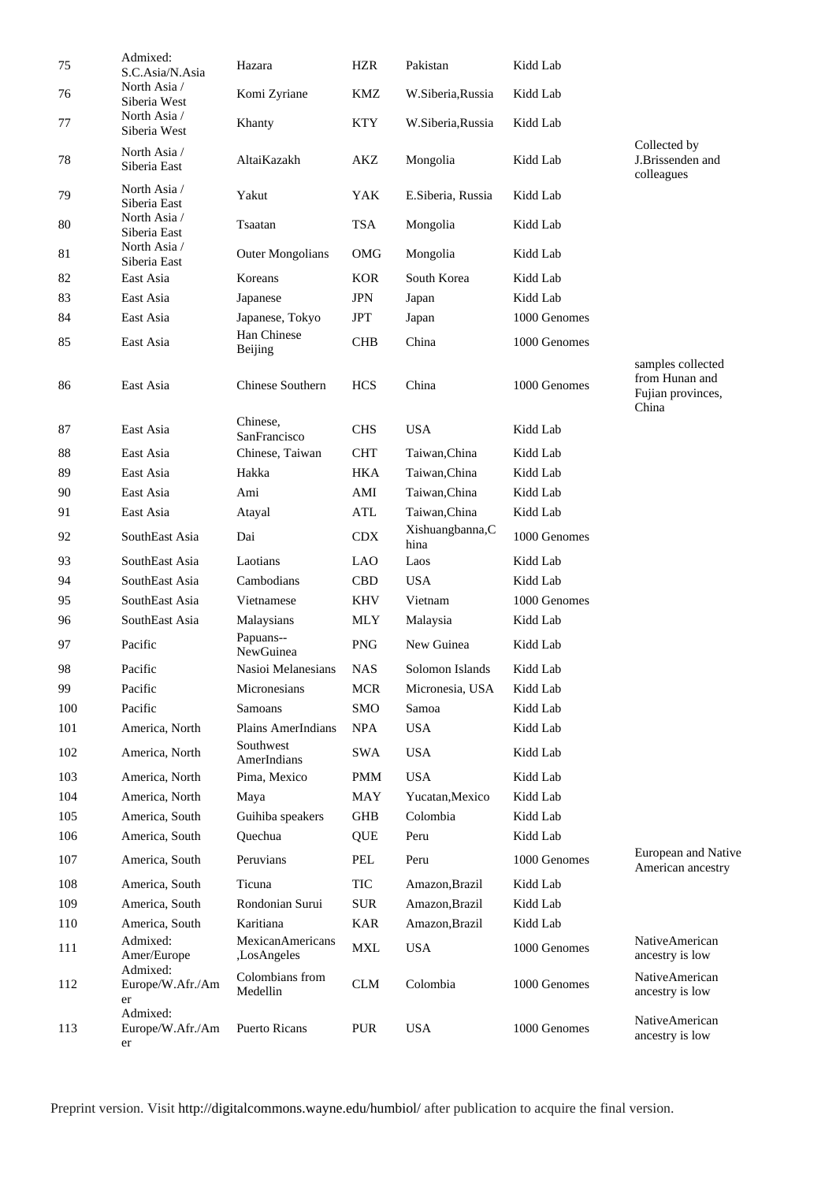| | | | | | | |
|---|---|---|---|---|---|---|
| 75 | Admixed: S.C.Asia/N.Asia | Hazara | HZR | Pakistan | Kidd Lab | |
| 76 | North Asia / Siberia West | Komi Zyriane | KMZ | W.Siberia,Russia | Kidd Lab | |
| 77 | North Asia / Siberia West | Khanty | KTY | W.Siberia,Russia | Kidd Lab | |
| 78 | North Asia / Siberia East | AltaiKazakh | AKZ | Mongolia | Kidd Lab | Collected by J.Brissenden and colleagues |
| 79 | North Asia / Siberia East | Yakut | YAK | E.Siberia, Russia | Kidd Lab | |
| 80 | North Asia / Siberia East | Tsaatan | TSA | Mongolia | Kidd Lab | |
| 81 | North Asia / Siberia East | Outer Mongolians | OMG | Mongolia | Kidd Lab | |
| 82 | East Asia | Koreans | KOR | South Korea | Kidd Lab | |
| 83 | East Asia | Japanese | JPN | Japan | Kidd Lab | |
| 84 | East Asia | Japanese, Tokyo | JPT | Japan | 1000 Genomes | |
| 85 | East Asia | Han Chinese Beijing | CHB | China | 1000 Genomes | |
| 86 | East Asia | Chinese Southern | HCS | China | 1000 Genomes | samples collected from Hunan and Fujian provinces, China |
| 87 | East Asia | Chinese, SanFrancisco | CHS | USA | Kidd Lab | |
| 88 | East Asia | Chinese, Taiwan | CHT | Taiwan,China | Kidd Lab | |
| 89 | East Asia | Hakka | HKA | Taiwan,China | Kidd Lab | |
| 90 | East Asia | Ami | AMI | Taiwan,China | Kidd Lab | |
| 91 | East Asia | Atayal | ATL | Taiwan,China | Kidd Lab | |
| 92 | SouthEast Asia | Dai | CDX | Xishuangbanna,China | 1000 Genomes | |
| 93 | SouthEast Asia | Laotians | LAO | Laos | Kidd Lab | |
| 94 | SouthEast Asia | Cambodians | CBD | USA | Kidd Lab | |
| 95 | SouthEast Asia | Vietnamese | KHV | Vietnam | 1000 Genomes | |
| 96 | SouthEast Asia | Malaysians | MLY | Malaysia | Kidd Lab | |
| 97 | Pacific | Papuans--NewGuinea | PNG | New Guinea | Kidd Lab | |
| 98 | Pacific | Nasioi Melanesians | NAS | Solomon Islands | Kidd Lab | |
| 99 | Pacific | Micronesians | MCR | Micronesia, USA | Kidd Lab | |
| 100 | Pacific | Samoans | SMO | Samoa | Kidd Lab | |
| 101 | America, North | Plains AmerIndians | NPA | USA | Kidd Lab | |
| 102 | America, North | Southwest AmerIndians | SWA | USA | Kidd Lab | |
| 103 | America, North | Pima, Mexico | PMM | USA | Kidd Lab | |
| 104 | America, North | Maya | MAY | Yucatan,Mexico | Kidd Lab | |
| 105 | America, South | Guihiba speakers | GHB | Colombia | Kidd Lab | |
| 106 | America, South | Quechua | QUE | Peru | Kidd Lab | |
| 107 | America, South | Peruvians | PEL | Peru | 1000 Genomes | European and Native American ancestry |
| 108 | America, South | Ticuna | TIC | Amazon,Brazil | Kidd Lab | |
| 109 | America, South | Rondonian Surui | SUR | Amazon,Brazil | Kidd Lab | |
| 110 | America, South | Karitiana | KAR | Amazon,Brazil | Kidd Lab | |
| 111 | Admixed: Amer/Europe | MexicanAmericans ,LosAngeles | MXL | USA | 1000 Genomes | NativeAmerican ancestry is low |
| 112 | Admixed: Europe/W.Afr./Amer | Colombians from Medellin | CLM | Colombia | 1000 Genomes | NativeAmerican ancestry is low |
| 113 | Admixed: Europe/W.Afr./Amer | Puerto Ricans | PUR | USA | 1000 Genomes | NativeAmerican ancestry is low |

Preprint version. Visit http://digitalcommons.wayne.edu/humbiol/ after publication to acquire the final version.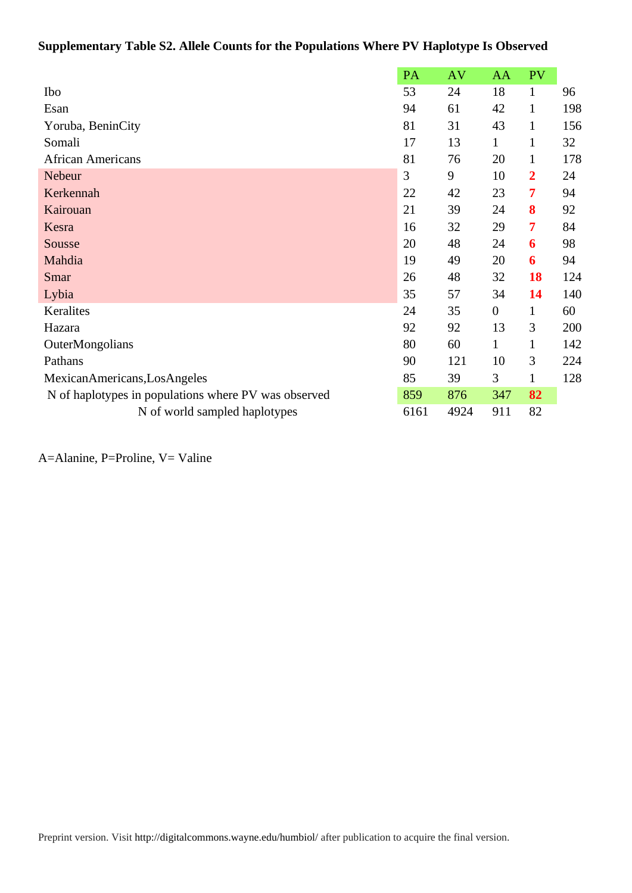**Supplementary Table S2. Allele Counts for the Populations Where PV Haplotype Is Observed**

| | PA | AV | AA | PV | |
|---|---|---|---|---|---|
| Ibo | 53 | 24 | 18 | 1 | 96 |
| Esan | 94 | 61 | 42 | 1 | 198 |
| Yoruba, BeninCity | 81 | 31 | 43 | 1 | 156 |
| Somali | 17 | 13 | 1 | 1 | 32 |
| African Americans | 81 | 76 | 20 | 1 | 178 |
| Nebeur | 3 | 9 | 10 | **2** | 24 |
| Kerkennah | 22 | 42 | 23 | **7** | 94 |
| Kairouan | 21 | 39 | 24 | **8** | 92 |
| Kesra | 16 | 32 | 29 | **7** | 84 |
| Sousse | 20 | 48 | 24 | **6** | 98 |
| Mahdia | 19 | 49 | 20 | **6** | 94 |
| Smar | 26 | 48 | 32 | **18** | 124 |
| Lybia | 35 | 57 | 34 | **14** | 140 |
| Keralites | 24 | 35 | 0 | 1 | 60 |
| Hazara | 92 | 92 | 13 | 3 | 200 |
| OuterMongolians | 80 | 60 | 1 | 1 | 142 |
| Pathans | 90 | 121 | 10 | 3 | 224 |
| MexicanAmericans,LosAngeles | 85 | 39 | 3 | 1 | 128 |
| N of haplotypes in populations where PV was observed | 859 | 876 | 347 | **82** | |
| N of world sampled haplotypes | 6161 | 4924 | 911 | 82 | |

A=Alanine, P=Proline, V= Valine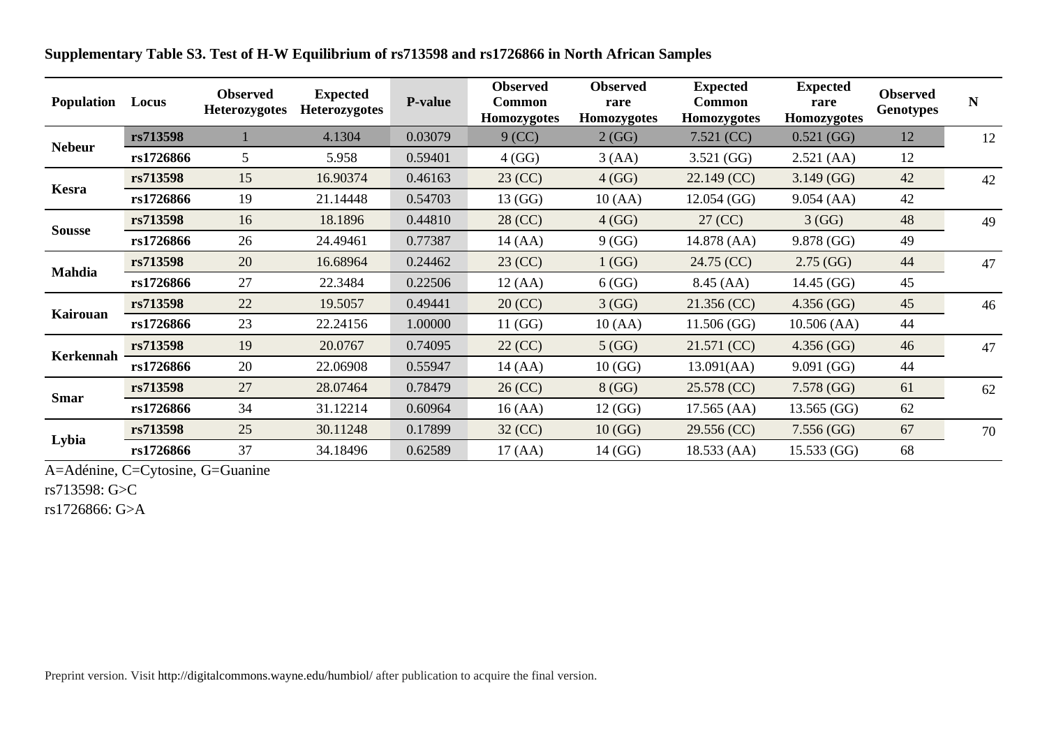**Supplementary Table S3. Test of H-W Equilibrium of rs713598 and rs1726866 in North African Samples**

| Population | Locus | Observed Heterozygotes | Expected Heterozygotes | P-value | Observed Common Homozygotes | Observed rare Homozygotes | Expected Common Homozygotes | Expected rare Homozygotes | Observed Genotypes | N |
|---|---|---|---|---|---|---|---|---|---|---|
| Nebeur | rs713598 | 1 | 4.1304 | 0.03079 | 9 (CC) | 2 (GG) | 7.521 (CC) | 0.521 (GG) | 12 | 12 |
| | rs1726866 | 5 | 5.958 | 0.59401 | 4 (GG) | 3 (AA) | 3.521 (GG) | 2.521 (AA) | 12 | |
| Kesra | rs713598 | 15 | 16.90374 | 0.46163 | 23 (CC) | 4 (GG) | 22.149 (CC) | 3.149 (GG) | 42 | 42 |
| | rs1726866 | 19 | 21.14448 | 0.54703 | 13 (GG) | 10 (AA) | 12.054 (GG) | 9.054 (AA) | 42 | |
| Sousse | rs713598 | 16 | 18.1896 | 0.44810 | 28 (CC) | 4 (GG) | 27 (CC) | 3 (GG) | 48 | 49 |
| | rs1726866 | 26 | 24.49461 | 0.77387 | 14 (AA) | 9 (GG) | 14.878 (AA) | 9.878 (GG) | 49 | |
| Mahdia | rs713598 | 20 | 16.68964 | 0.24462 | 23 (CC) | 1 (GG) | 24.75 (CC) | 2.75 (GG) | 44 | 47 |
| | rs1726866 | 27 | 22.3484 | 0.22506 | 12 (AA) | 6 (GG) | 8.45 (AA) | 14.45 (GG) | 45 | |
| Kairouan | rs713598 | 22 | 19.5057 | 0.49441 | 20 (CC) | 3 (GG) | 21.356 (CC) | 4.356 (GG) | 45 | 46 |
| | rs1726866 | 23 | 22.24156 | 1.00000 | 11 (GG) | 10 (AA) | 11.506 (GG) | 10.506 (AA) | 44 | |
| Kerkennah | rs713598 | 19 | 20.0767 | 0.74095 | 22 (CC) | 5 (GG) | 21.571 (CC) | 4.356 (GG) | 46 | 47 |
| | rs1726866 | 20 | 22.06908 | 0.55947 | 14 (AA) | 10 (GG) | 13.091(AA) | 9.091 (GG) | 44 | |
| Smar | rs713598 | 27 | 28.07464 | 0.78479 | 26 (CC) | 8 (GG) | 25.578 (CC) | 7.578 (GG) | 61 | 62 |
| | rs1726866 | 34 | 31.12214 | 0.60964 | 16 (AA) | 12 (GG) | 17.565 (AA) | 13.565 (GG) | 62 | |
| Lybia | rs713598 | 25 | 30.11248 | 0.17899 | 32 (CC) | 10 (GG) | 29.556 (CC) | 7.556 (GG) | 67 | 70 |
| | rs1726866 | 37 | 34.18496 | 0.62589 | 17 (AA) | 14 (GG) | 18.533 (AA) | 15.533 (GG) | 68 | |

A=Adénine, C=Cytosine, G=Guanine

rs713598: G>C

rs1726866: G>A

Preprint version. Visit http://digitalcommons.wayne.edu/humbiol/ after publication to acquire the final version.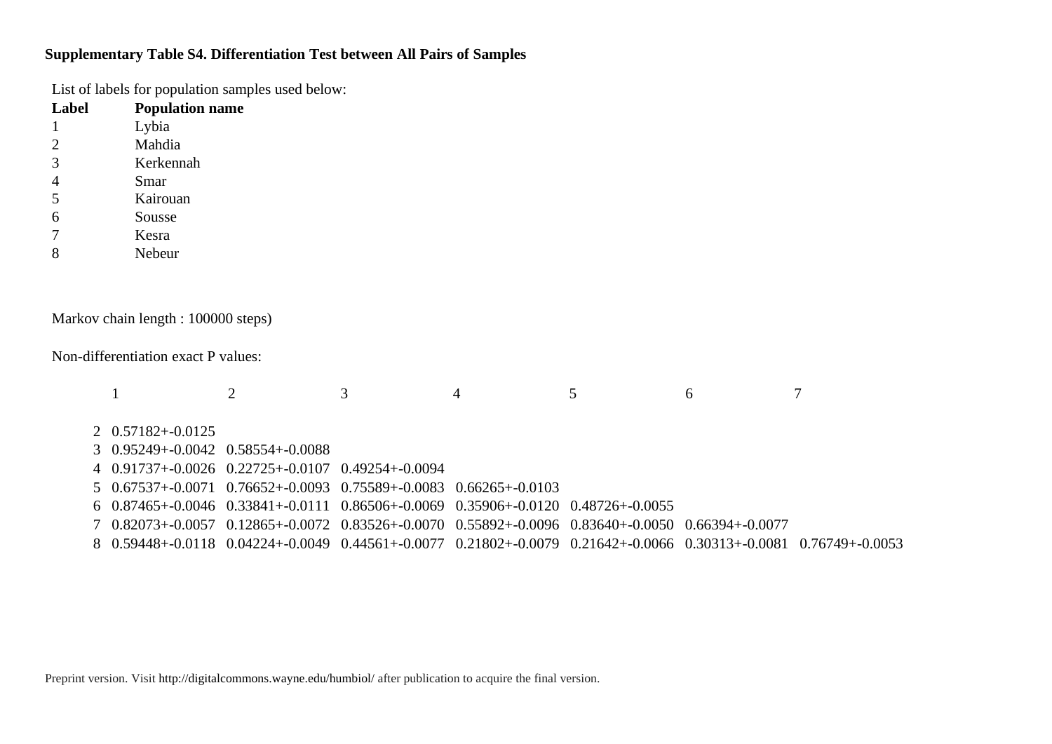**Supplementary Table S4. Differentiation Test between All Pairs of Samples**

List of labels for population samples used below:

| Label | Population name |
|---|---|
| 1 | Lybia |
| 2 | Mahdia |
| 3 | Kerkennah |
| 4 | Smar |
| 5 | Kairouan |
| 6 | Sousse |
| 7 | Kesra |
| 8 | Nebeur |

Markov chain length : 100000 steps)

Non-differentiation exact P values:

| | 1 | 2 | 3 | 4 | 5 | 6 | 7 |
|---|---|---|---|---|---|---|---|
| 2 | 0.57182+-0.0125 | | | | | | |
| 3 | 0.95249+-0.0042 | 0.58554+-0.0088 | | | | | |
| 4 | 0.91737+-0.0026 | 0.22725+-0.0107 | 0.49254+-0.0094 | | | | |
| 5 | 0.67537+-0.0071 | 0.76652+-0.0093 | 0.75589+-0.0083 | 0.66265+-0.0103 | | | |
| 6 | 0.87465+-0.0046 | 0.33841+-0.0111 | 0.86506+-0.0069 | 0.35906+-0.0120 | 0.48726+-0.0055 | | |
| 7 | 0.82073+-0.0057 | 0.12865+-0.0072 | 0.83526+-0.0070 | 0.55892+-0.0096 | 0.83640+-0.0050 | 0.66394+-0.0077 | |
| 8 | 0.59448+-0.0118 | 0.04224+-0.0049 | 0.44561+-0.0077 | 0.21802+-0.0079 | 0.21642+-0.0066 | 0.30313+-0.0081 | 0.76749+-0.0053 |

Preprint version. Visit http://digitalcommons.wayne.edu/humbiol/ after publication to acquire the final version.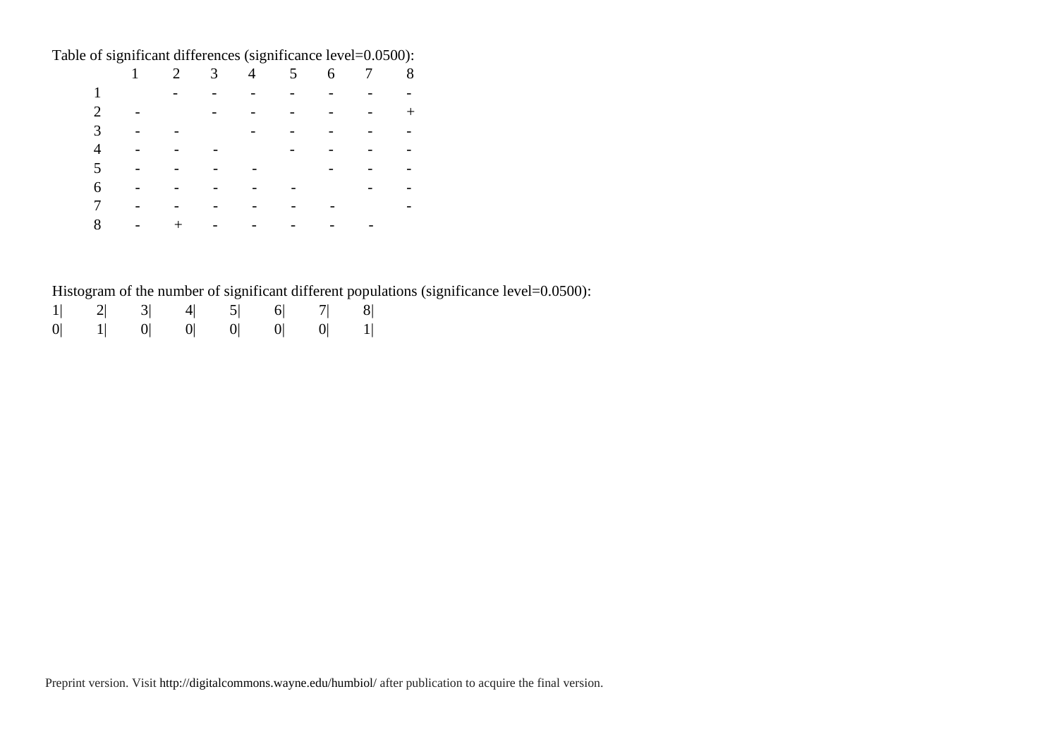Table of significant differences (significance level=0.0500):

| | 1 | 2 | 3 | 4 | 5 | 6 | 7 | 8 |
|---|---|---|---|---|---|---|---|---|
| 1 | | - | - | - | - | - | - | - |
| 2 | - | | - | - | - | - | - | + |
| 3 | - | - | | - | - | - | - | - |
| 4 | - | - | - | | - | - | - | - |
| 5 | - | - | - | - | | - | - | - |
| 6 | - | - | - | - | - | | - | - |
| 7 | - | - | - | - | - | - | | - |
| 8 | - | + | - | - | - | - | - | |

Histogram of the number of significant different populations (significance level=0.0500):

| 1\| | 2\| | 3\| | 4\| | 5\| | 6\| | 7\| | 8\| |
|---|---|---|---|---|---|---|---|
| 0\| | 1\| | 0\| | 0\| | 0\| | 0\| | 0\| | 1\| |

Preprint version. Visit http://digitalcommons.wayne.edu/humbiol/ after publication to acquire the final version.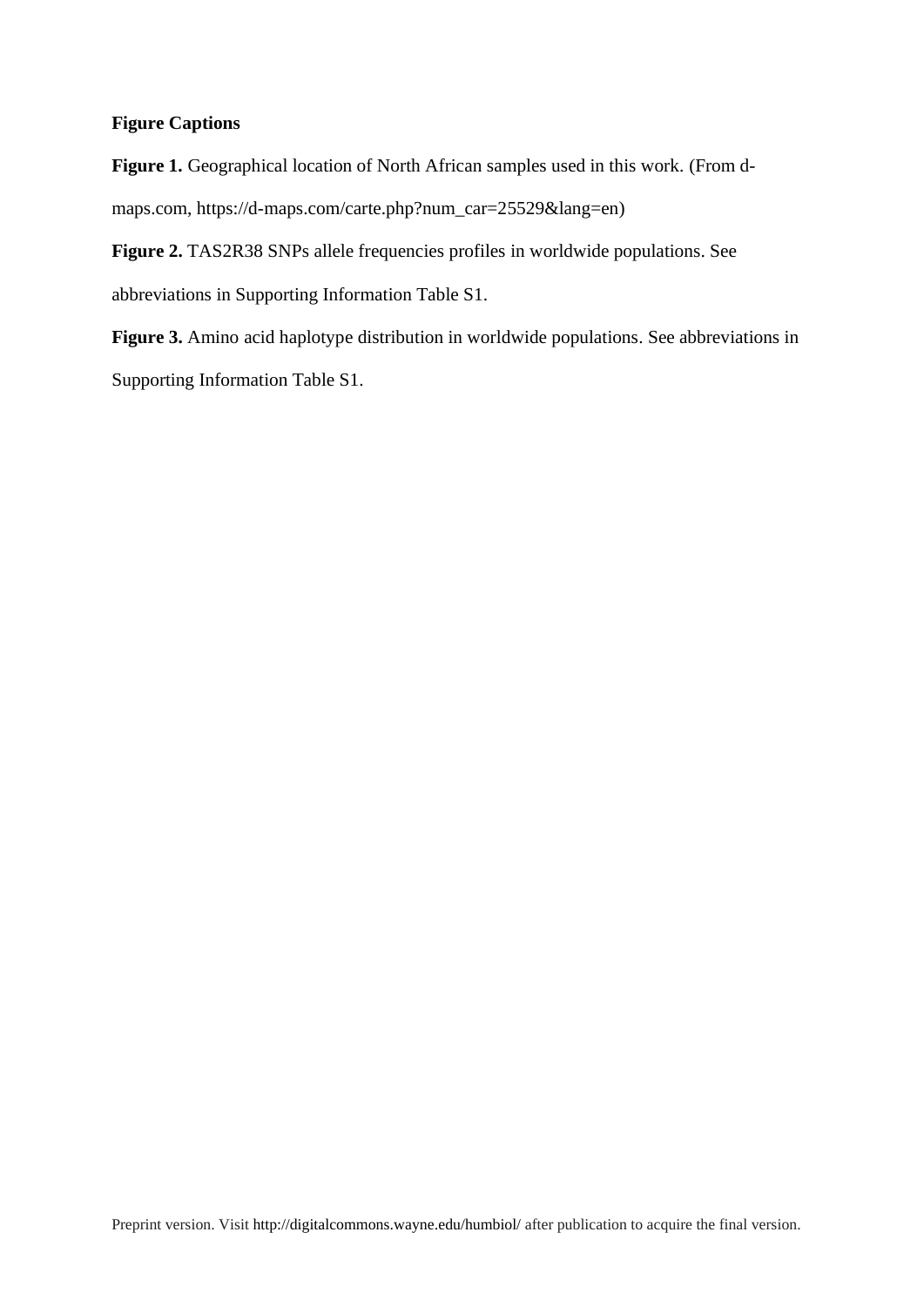**Figure Captions**

**Figure 1.** Geographical location of North African samples used in this work. (From d-maps.com, https://d-maps.com/carte.php?num_car=25529&lang=en)

**Figure 2.** TAS2R38 SNPs allele frequencies profiles in worldwide populations. See abbreviations in Supporting Information Table S1.

**Figure 3.** Amino acid haplotype distribution in worldwide populations. See abbreviations in Supporting Information Table S1.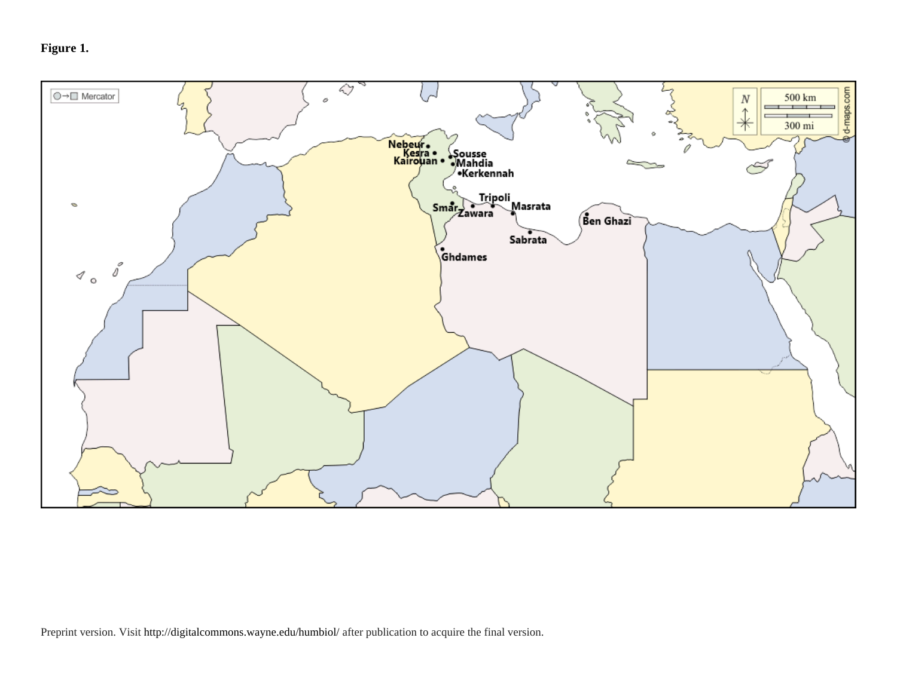**Figure 1.**

Preprint version. Visit http://digitalcommons.wayne.edu/humbiol/ after publication to acquire the final version.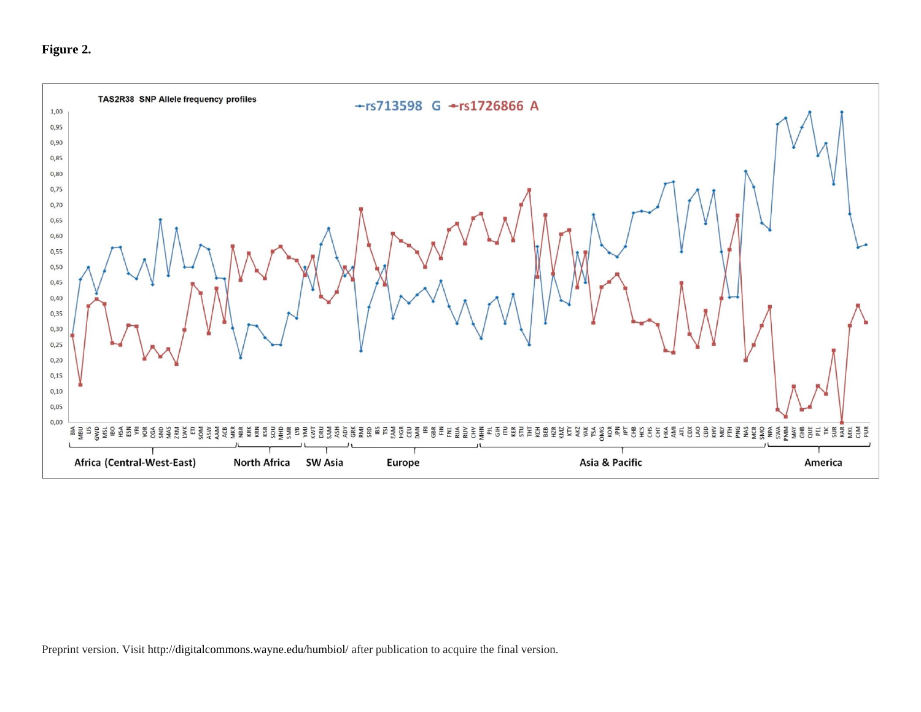**Figure 2.**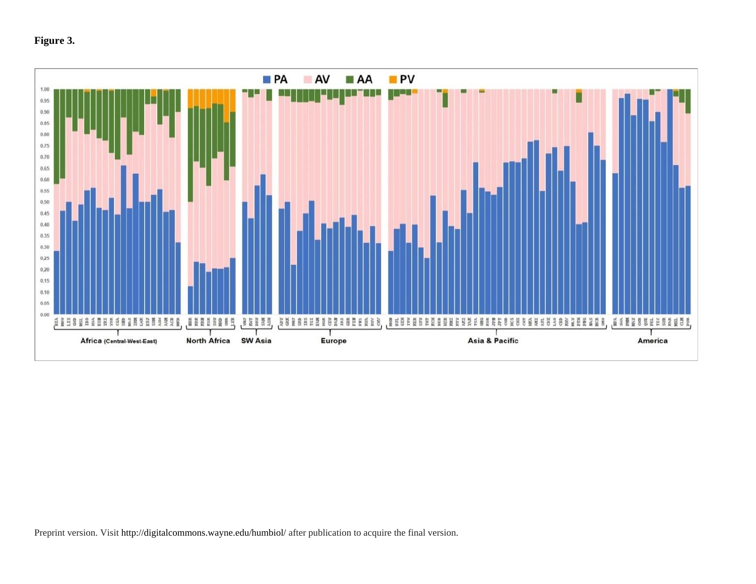**Figure 3.**

PA AV AA PV

1.00
0.95
0.90
0.85
0.80
0.75
0.70
0.65
0.60
0.55
0.50
0.45
0.40
0.35
0.30
0.25
0.20
0.15
0.10
0.05
0.00

Africa (Central-West-East)

North Africa

SW Asia

Europe

Asia & Pacific

America

Preprint version. Visit http://digitalcommons.wayne.edu/humbiol/ after publication to acquire the final version.